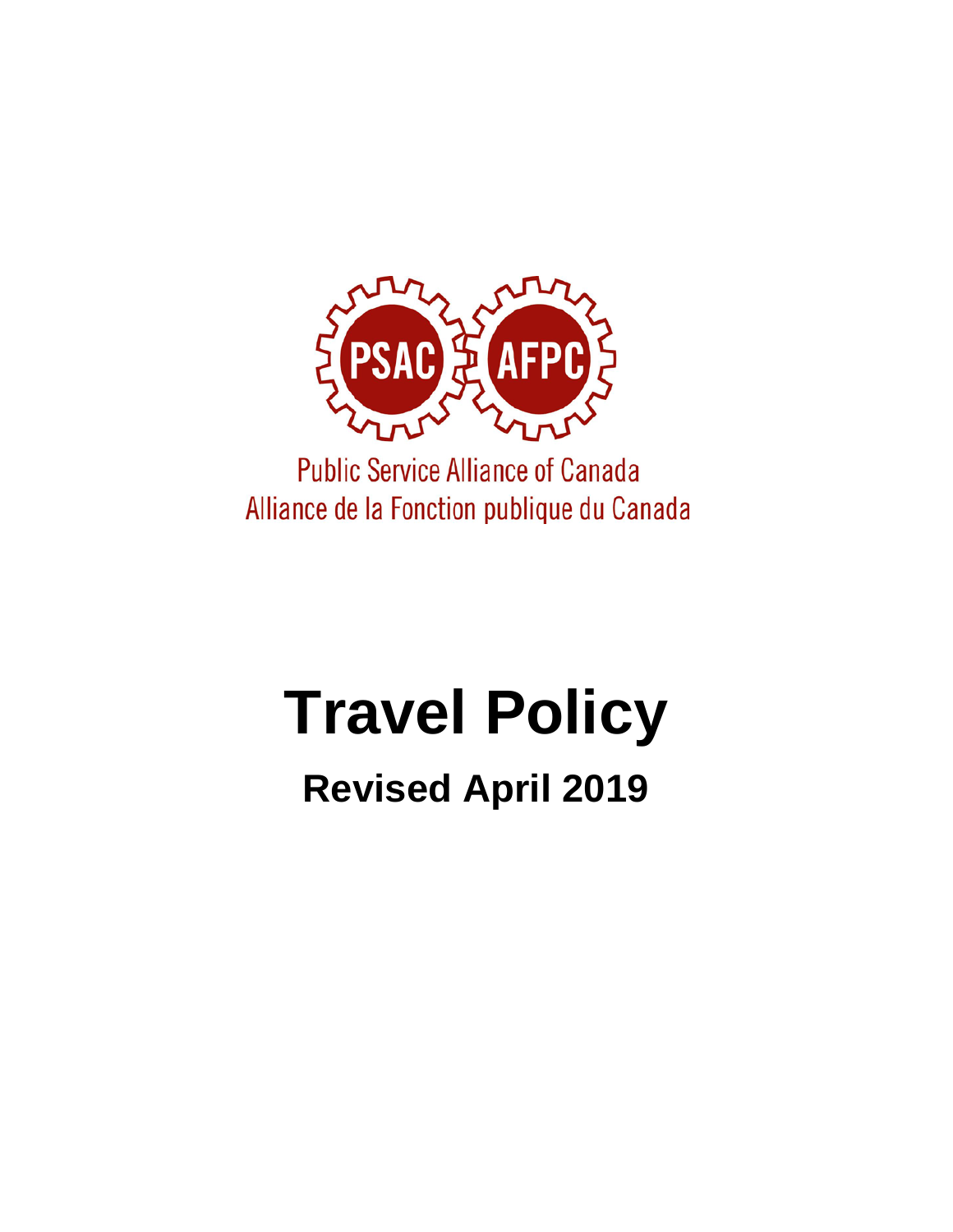PSAC AFPC

Public Service Alliance of Canada
Alliance de la Fonction publique du Canada

# Travel Policy

## Revised April 2019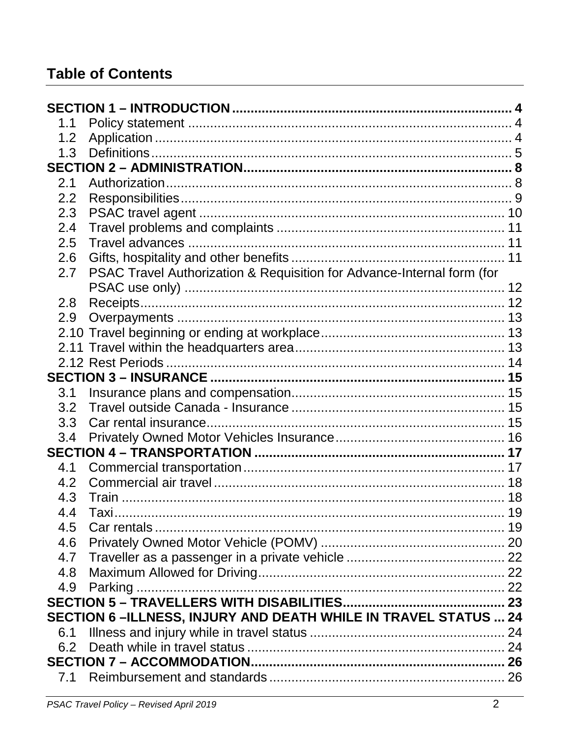## Table of Contents

**SECTION 1 – INTRODUCTION** .......... 4
- 1.1 Policy statement .......... 4
- 1.2 Application .......... 4
- 1.3 Definitions .......... 5

**SECTION 2 – ADMINISTRATION** .......... 8
- 2.1 Authorization .......... 8
- 2.2 Responsibilities .......... 9
- 2.3 PSAC travel agent .......... 10
- 2.4 Travel problems and complaints .......... 11
- 2.5 Travel advances .......... 11
- 2.6 Gifts, hospitality and other benefits .......... 11
- 2.7 PSAC Travel Authorization & Requisition for Advance-Internal form (for PSAC use only) .......... 12
- 2.8 Receipts .......... 12
- 2.9 Overpayments .......... 13
- 2.10 Travel beginning or ending at workplace .......... 13
- 2.11 Travel within the headquarters area .......... 13
- 2.12 Rest Periods .......... 14

**SECTION 3 – INSURANCE** .......... 15
- 3.1 Insurance plans and compensation .......... 15
- 3.2 Travel outside Canada - Insurance .......... 15
- 3.3 Car rental insurance .......... 15
- 3.4 Privately Owned Motor Vehicles Insurance .......... 16

**SECTION 4 – TRANSPORTATION** .......... 17
- 4.1 Commercial transportation .......... 17
- 4.2 Commercial air travel .......... 18
- 4.3 Train .......... 18
- 4.4 Taxi .......... 19
- 4.5 Car rentals .......... 19
- 4.6 Privately Owned Motor Vehicle (POMV) .......... 20
- 4.7 Traveller as a passenger in a private vehicle .......... 22
- 4.8 Maximum Allowed for Driving .......... 22
- 4.9 Parking .......... 22

**SECTION 5 – TRAVELLERS WITH DISABILITIES** .......... 23

**SECTION 6 –ILLNESS, INJURY AND DEATH WHILE IN TRAVEL STATUS** .......... 24
- 6.1 Illness and injury while in travel status .......... 24
- 6.2 Death while in travel status .......... 24

**SECTION 7 – ACCOMMODATION** .......... 26
- 7.1 Reimbursement and standards .......... 26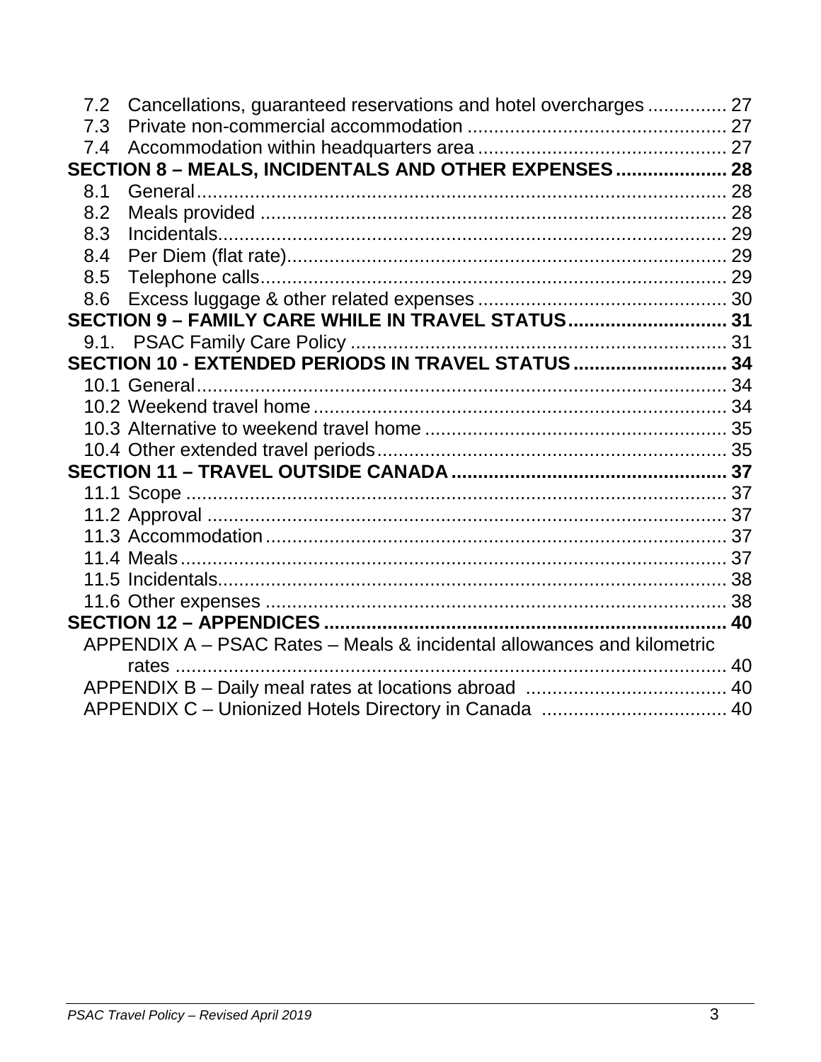7.2 Cancellations, guaranteed reservations and hotel overcharges ............... 27
7.3 Private non-commercial accommodation ................................................. 27
7.4 Accommodation within headquarters area ............................................... 27

**SECTION 8 – MEALS, INCIDENTALS AND OTHER EXPENSES ..................... 28**

8.1 General ..................................................................................................... 28
8.2 Meals provided ......................................................................................... 28
8.3 Incidentals ................................................................................................. 29
8.4 Per Diem (flat rate) ................................................................................... 29
8.5 Telephone calls ......................................................................................... 29
8.6 Excess luggage & other related expenses ............................................... 30

**SECTION 9 – FAMILY CARE WHILE IN TRAVEL STATUS .............................. 31**

9.1. PSAC Family Care Policy ...................................................................... 31

**SECTION 10 - EXTENDED PERIODS IN TRAVEL STATUS ............................. 34**

10.1 General ................................................................................................... 34
10.2 Weekend travel home ............................................................................. 34
10.3 Alternative to weekend travel home ........................................................ 35
10.4 Other extended travel periods ................................................................. 35

**SECTION 11 – TRAVEL OUTSIDE CANADA .................................................... 37**

11.1 Scope ...................................................................................................... 37
11.2 Approval .................................................................................................. 37
11.3 Accommodation ....................................................................................... 37
11.4 Meals ....................................................................................................... 37
11.5 Incidentals ................................................................................................ 38
11.6 Other expenses ........................................................................................ 38

**SECTION 12 – APPENDICES ........................................................................... 40**

APPENDIX A – PSAC Rates – Meals & incidental allowances and kilometric rates ......................................................................................................... 40
APPENDIX B – Daily meal rates at locations abroad ....................................... 40
APPENDIX C – Unionized Hotels Directory in Canada .................................... 40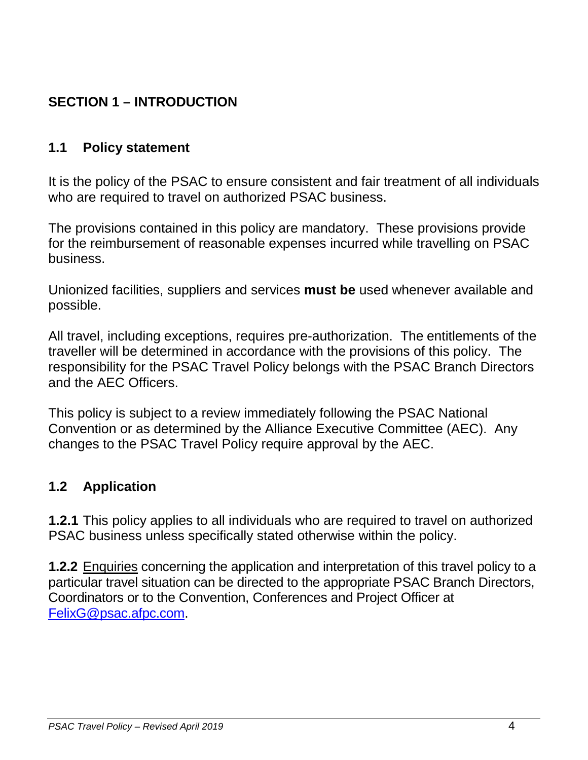# SECTION 1 – INTRODUCTION

## 1.1 Policy statement

It is the policy of the PSAC to ensure consistent and fair treatment of all individuals who are required to travel on authorized PSAC business.

The provisions contained in this policy are mandatory. These provisions provide for the reimbursement of reasonable expenses incurred while travelling on PSAC business.

Unionized facilities, suppliers and services **must be** used whenever available and possible.

All travel, including exceptions, requires pre-authorization. The entitlements of the traveller will be determined in accordance with the provisions of this policy. The responsibility for the PSAC Travel Policy belongs with the PSAC Branch Directors and the AEC Officers.

This policy is subject to a review immediately following the PSAC National Convention or as determined by the Alliance Executive Committee (AEC). Any changes to the PSAC Travel Policy require approval by the AEC.

## 1.2 Application

**1.2.1** This policy applies to all individuals who are required to travel on authorized PSAC business unless specifically stated otherwise within the policy.

**1.2.2** Enquiries concerning the application and interpretation of this travel policy to a particular travel situation can be directed to the appropriate PSAC Branch Directors, Coordinators or to the Convention, Conferences and Project Officer at FelixG@psac.afpc.com.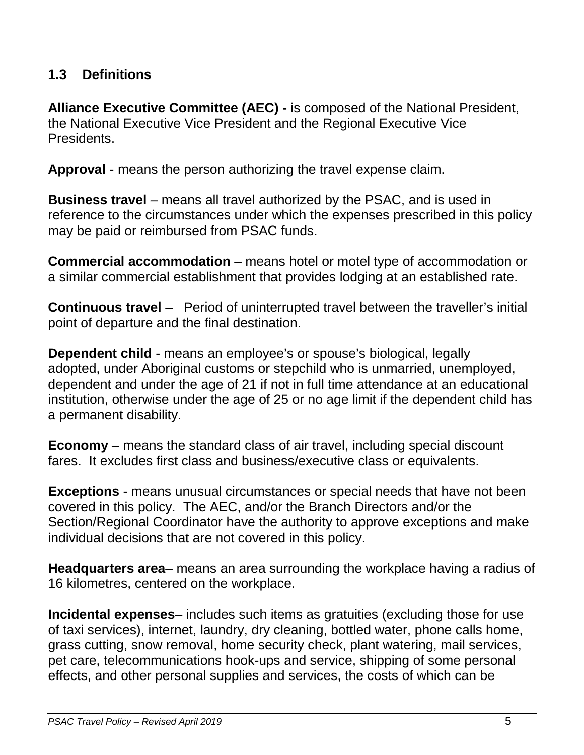## 1.3 Definitions

**Alliance Executive Committee (AEC) -** is composed of the National President, the National Executive Vice President and the Regional Executive Vice Presidents.

**Approval** - means the person authorizing the travel expense claim.

**Business travel** – means all travel authorized by the PSAC, and is used in reference to the circumstances under which the expenses prescribed in this policy may be paid or reimbursed from PSAC funds.

**Commercial accommodation** – means hotel or motel type of accommodation or a similar commercial establishment that provides lodging at an established rate.

**Continuous travel** – Period of uninterrupted travel between the traveller's initial point of departure and the final destination.

**Dependent child** - means an employee's or spouse's biological, legally adopted, under Aboriginal customs or stepchild who is unmarried, unemployed, dependent and under the age of 21 if not in full time attendance at an educational institution, otherwise under the age of 25 or no age limit if the dependent child has a permanent disability.

**Economy** – means the standard class of air travel, including special discount fares. It excludes first class and business/executive class or equivalents.

**Exceptions** - means unusual circumstances or special needs that have not been covered in this policy. The AEC, and/or the Branch Directors and/or the Section/Regional Coordinator have the authority to approve exceptions and make individual decisions that are not covered in this policy.

**Headquarters area**– means an area surrounding the workplace having a radius of 16 kilometres, centered on the workplace.

**Incidental expenses**– includes such items as gratuities (excluding those for use of taxi services), internet, laundry, dry cleaning, bottled water, phone calls home, grass cutting, snow removal, home security check, plant watering, mail services, pet care, telecommunications hook-ups and service, shipping of some personal effects, and other personal supplies and services, the costs of which can be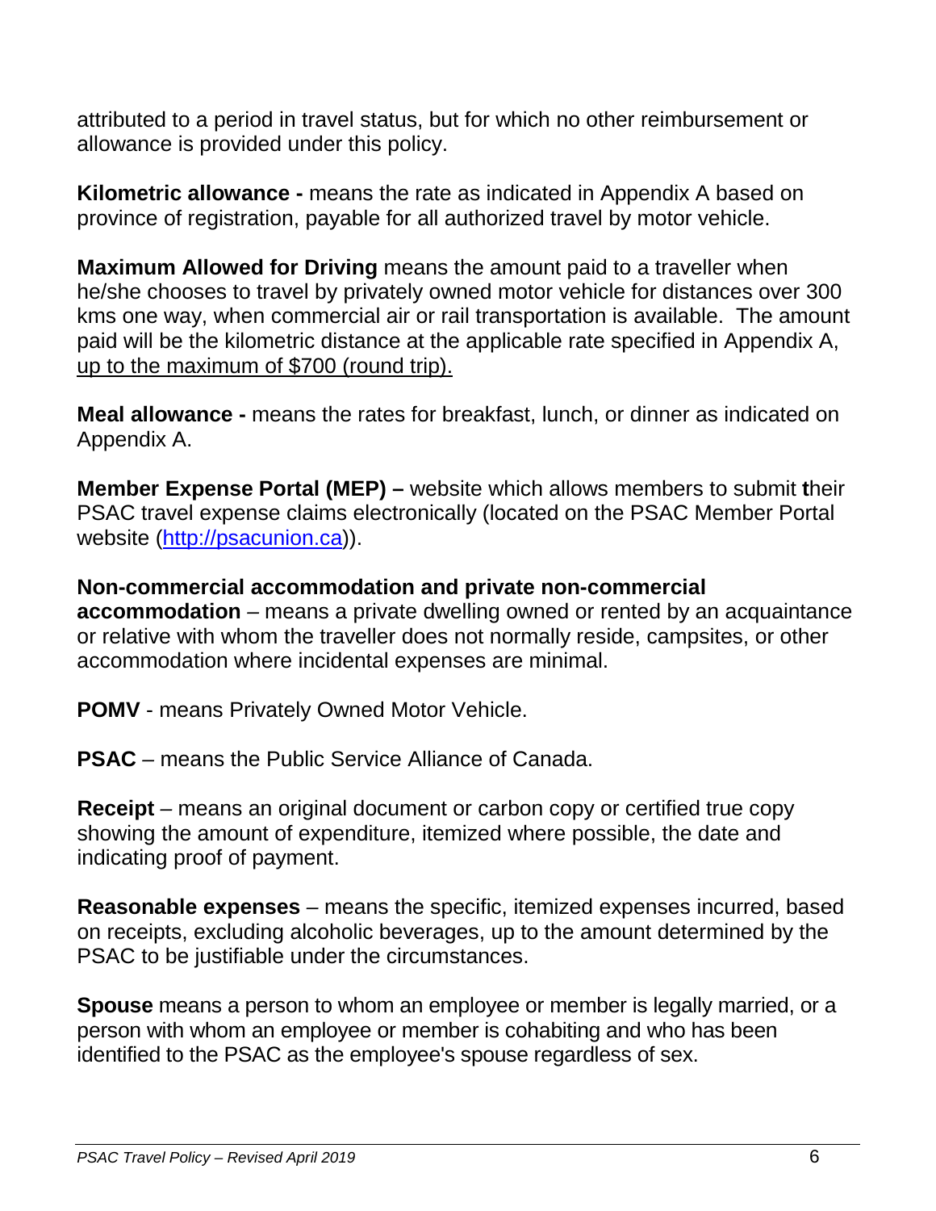attributed to a period in travel status, but for which no other reimbursement or allowance is provided under this policy.

**Kilometric allowance -** means the rate as indicated in Appendix A based on province of registration, payable for all authorized travel by motor vehicle.

**Maximum Allowed for Driving** means the amount paid to a traveller when he/she chooses to travel by privately owned motor vehicle for distances over 300 kms one way, when commercial air or rail transportation is available. The amount paid will be the kilometric distance at the applicable rate specified in Appendix A, <u>up to the maximum of $700 (round trip).</u>

**Meal allowance -** means the rates for breakfast, lunch, or dinner as indicated on Appendix A.

**Member Expense Portal (MEP) –** website which allows members to submit their PSAC travel expense claims electronically (located on the PSAC Member Portal website ([http://psacunion.ca](http://psacunion.ca))).

**Non-commercial accommodation and private non-commercial accommodation** – means a private dwelling owned or rented by an acquaintance or relative with whom the traveller does not normally reside, campsites, or other accommodation where incidental expenses are minimal.

**POMV** - means Privately Owned Motor Vehicle.

**PSAC** – means the Public Service Alliance of Canada.

**Receipt** – means an original document or carbon copy or certified true copy showing the amount of expenditure, itemized where possible, the date and indicating proof of payment.

**Reasonable expenses** – means the specific, itemized expenses incurred, based on receipts, excluding alcoholic beverages, up to the amount determined by the PSAC to be justifiable under the circumstances.

**Spouse** means a person to whom an employee or member is legally married, or a person with whom an employee or member is cohabiting and who has been identified to the PSAC as the employee's spouse regardless of sex.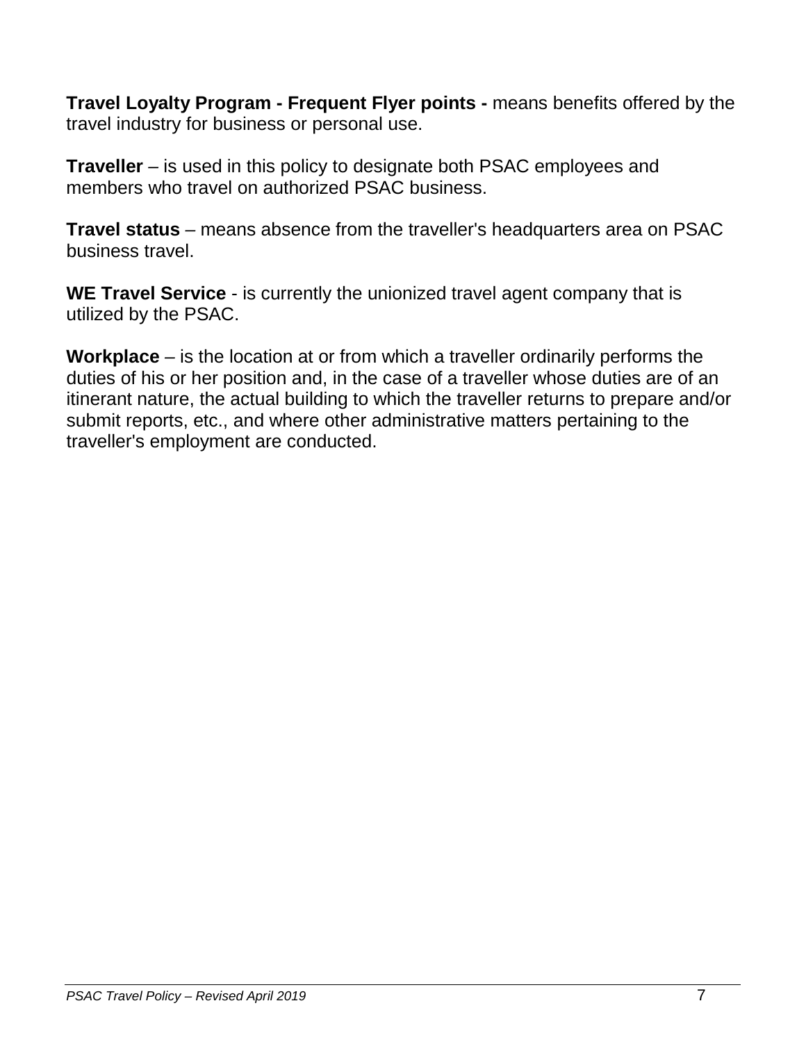**Travel Loyalty Program - Frequent Flyer points -** means benefits offered by the travel industry for business or personal use.

**Traveller** – is used in this policy to designate both PSAC employees and members who travel on authorized PSAC business.

**Travel status** – means absence from the traveller's headquarters area on PSAC business travel.

**WE Travel Service** - is currently the unionized travel agent company that is utilized by the PSAC.

**Workplace** – is the location at or from which a traveller ordinarily performs the duties of his or her position and, in the case of a traveller whose duties are of an itinerant nature, the actual building to which the traveller returns to prepare and/or submit reports, etc., and where other administrative matters pertaining to the traveller's employment are conducted.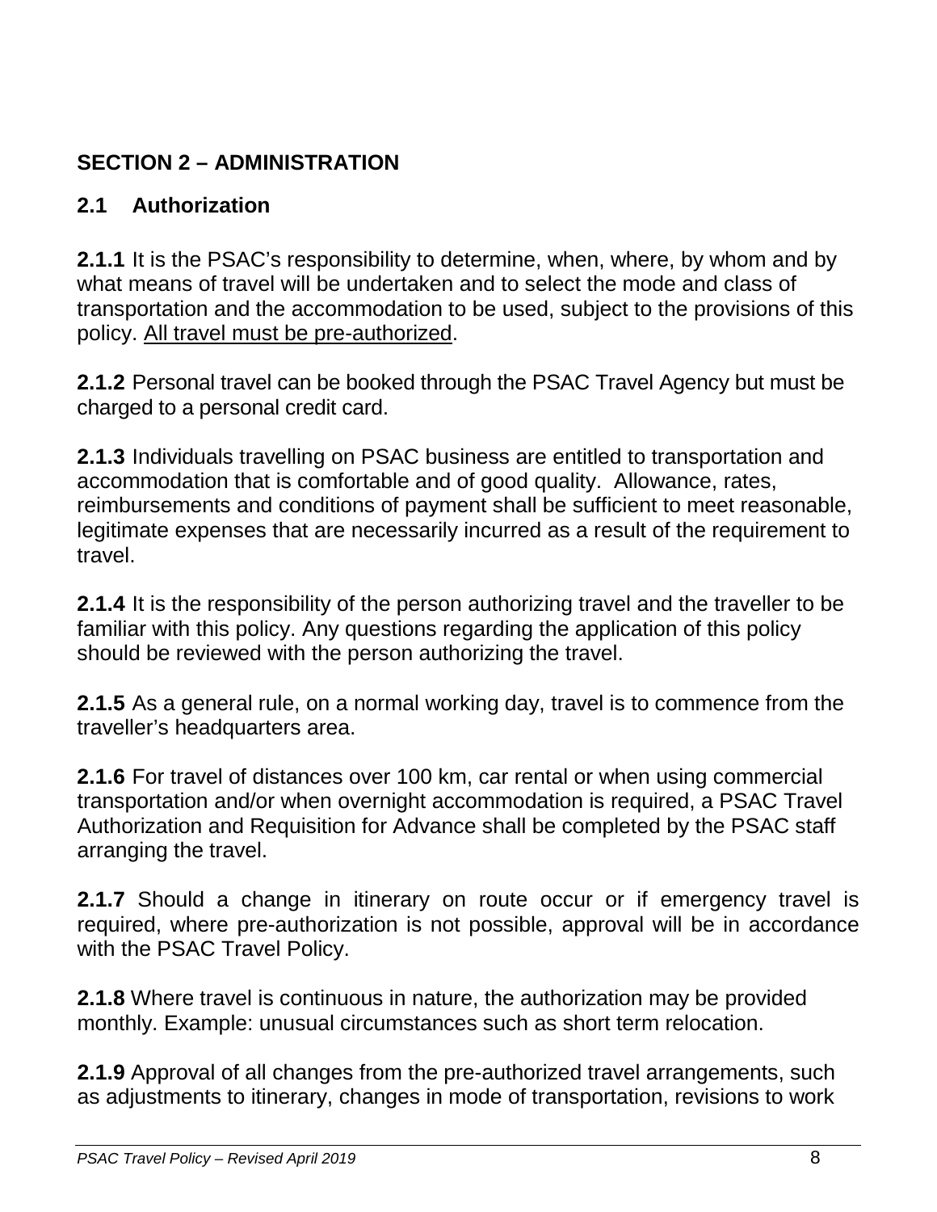## SECTION 2 – ADMINISTRATION

### 2.1 Authorization

**2.1.1** It is the PSAC's responsibility to determine, when, where, by whom and by what means of travel will be undertaken and to select the mode and class of transportation and the accommodation to be used, subject to the provisions of this policy. <u>All travel must be pre-authorized</u>.

**2.1.2** Personal travel can be booked through the PSAC Travel Agency but must be charged to a personal credit card.

**2.1.3** Individuals travelling on PSAC business are entitled to transportation and accommodation that is comfortable and of good quality. Allowance, rates, reimbursements and conditions of payment shall be sufficient to meet reasonable, legitimate expenses that are necessarily incurred as a result of the requirement to travel.

**2.1.4** It is the responsibility of the person authorizing travel and the traveller to be familiar with this policy. Any questions regarding the application of this policy should be reviewed with the person authorizing the travel.

**2.1.5** As a general rule, on a normal working day, travel is to commence from the traveller's headquarters area.

**2.1.6** For travel of distances over 100 km, car rental or when using commercial transportation and/or when overnight accommodation is required, a PSAC Travel Authorization and Requisition for Advance shall be completed by the PSAC staff arranging the travel.

**2.1.7** Should a change in itinerary on route occur or if emergency travel is required, where pre-authorization is not possible, approval will be in accordance with the PSAC Travel Policy.

**2.1.8** Where travel is continuous in nature, the authorization may be provided monthly. Example: unusual circumstances such as short term relocation.

**2.1.9** Approval of all changes from the pre-authorized travel arrangements, such as adjustments to itinerary, changes in mode of transportation, revisions to work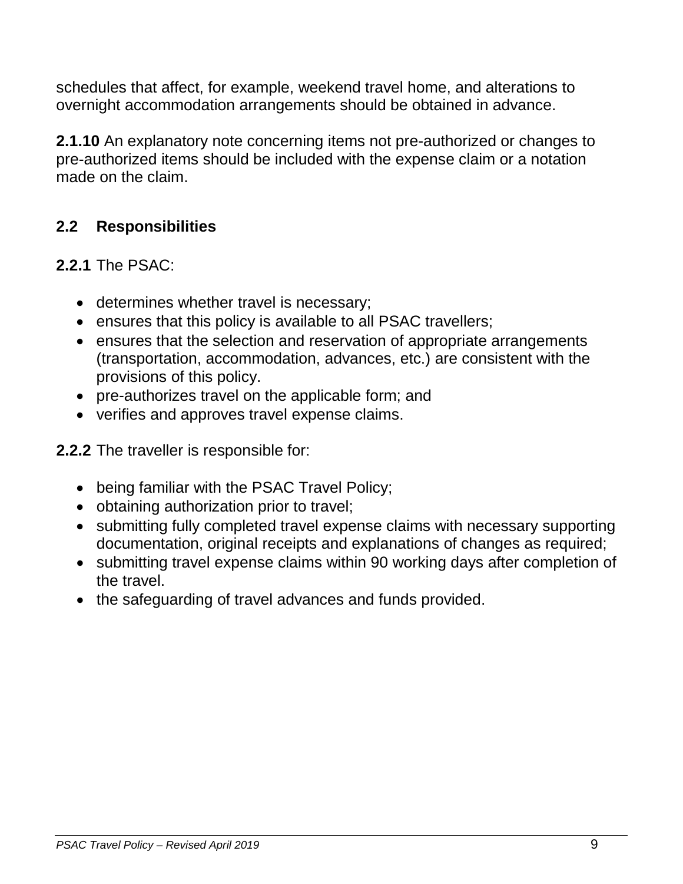schedules that affect, for example, weekend travel home, and alterations to overnight accommodation arrangements should be obtained in advance.

**2.1.10** An explanatory note concerning items not pre-authorized or changes to pre-authorized items should be included with the expense claim or a notation made on the claim.

## 2.2 Responsibilities

**2.2.1** The PSAC:

- determines whether travel is necessary;
- ensures that this policy is available to all PSAC travellers;
- ensures that the selection and reservation of appropriate arrangements (transportation, accommodation, advances, etc.) are consistent with the provisions of this policy.
- pre-authorizes travel on the applicable form; and
- verifies and approves travel expense claims.

**2.2.2** The traveller is responsible for:

- being familiar with the PSAC Travel Policy;
- obtaining authorization prior to travel;
- submitting fully completed travel expense claims with necessary supporting documentation, original receipts and explanations of changes as required;
- submitting travel expense claims within 90 working days after completion of the travel.
- the safeguarding of travel advances and funds provided.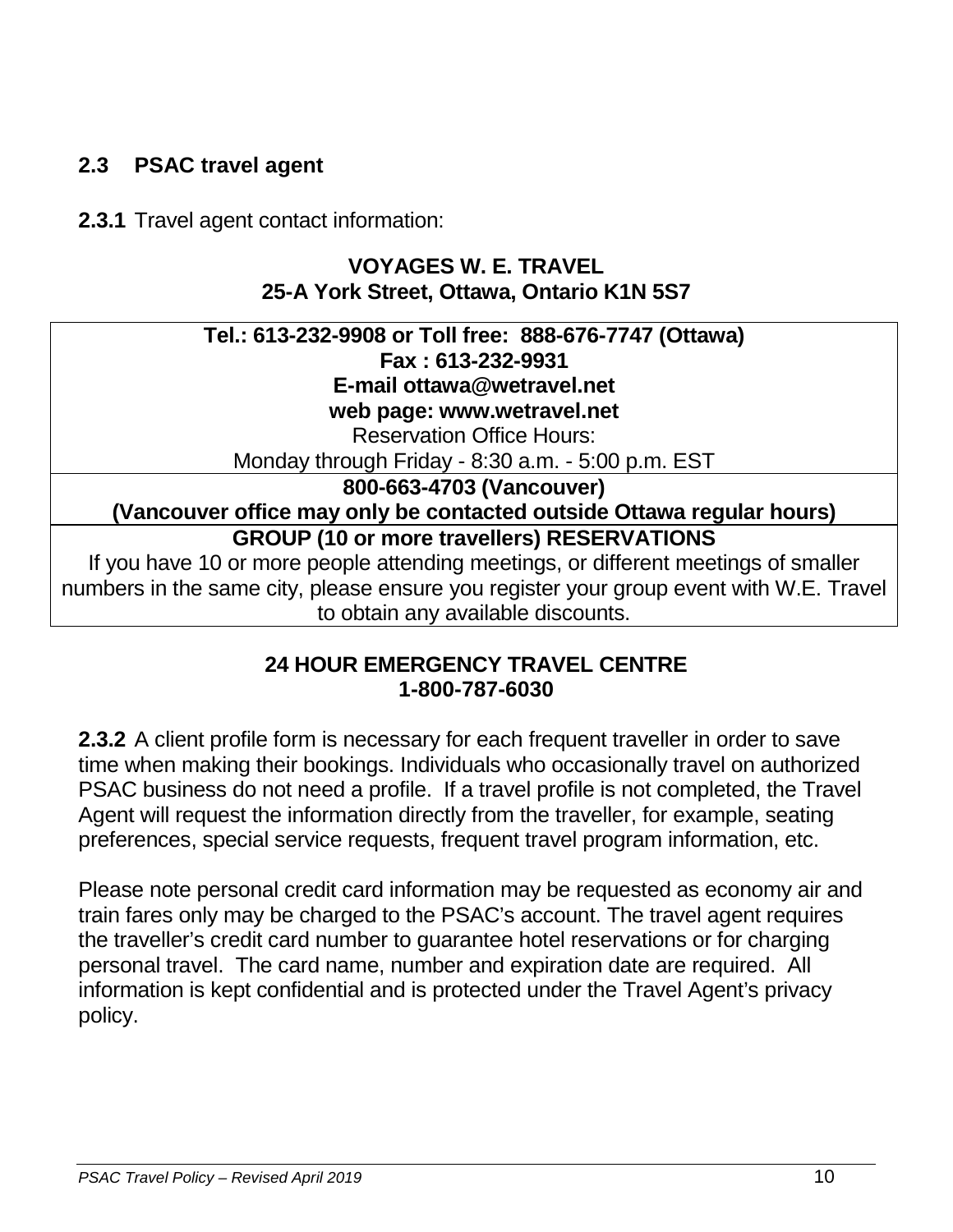## 2.3 PSAC travel agent

**2.3.1** Travel agent contact information:

**VOYAGES W. E. TRAVEL**
**25-A York Street, Ottawa, Ontario K1N 5S7**

| **Tel.: 613-232-9908 or Toll free: 888-676-7747 (Ottawa)**<br>**Fax : 613-232-9931**<br>**E-mail ottawa@wetravel.net**<br>**web page: www.wetravel.net**<br>Reservation Office Hours:<br>Monday through Friday - 8:30 a.m. - 5:00 p.m. EST |
|---|
| **800-663-4703 (Vancouver)**<br>**(Vancouver office may only be contacted outside Ottawa regular hours)** |
| **GROUP (10 or more travellers) RESERVATIONS**<br>If you have 10 or more people attending meetings, or different meetings of smaller numbers in the same city, please ensure you register your group event with W.E. Travel to obtain any available discounts. |

**24 HOUR EMERGENCY TRAVEL CENTRE**
**1-800-787-6030**

**2.3.2** A client profile form is necessary for each frequent traveller in order to save time when making their bookings. Individuals who occasionally travel on authorized PSAC business do not need a profile. If a travel profile is not completed, the Travel Agent will request the information directly from the traveller, for example, seating preferences, special service requests, frequent travel program information, etc.

Please note personal credit card information may be requested as economy air and train fares only may be charged to the PSAC's account. The travel agent requires the traveller's credit card number to guarantee hotel reservations or for charging personal travel. The card name, number and expiration date are required. All information is kept confidential and is protected under the Travel Agent's privacy policy.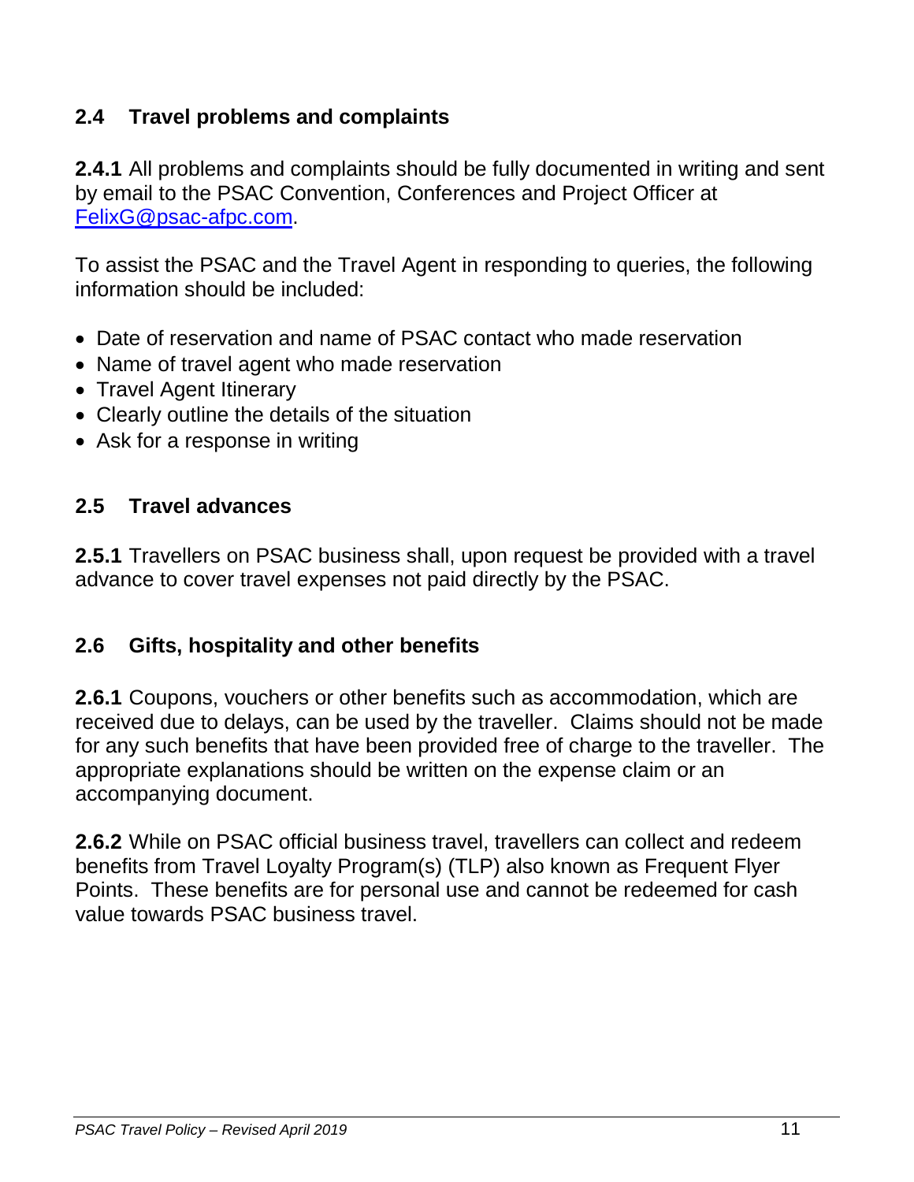## 2.4 Travel problems and complaints

**2.4.1** All problems and complaints should be fully documented in writing and sent by email to the PSAC Convention, Conferences and Project Officer at [FelixG@psac-afpc.com](mailto:FelixG@psac-afpc.com).

To assist the PSAC and the Travel Agent in responding to queries, the following information should be included:

- Date of reservation and name of PSAC contact who made reservation
- Name of travel agent who made reservation
- Travel Agent Itinerary
- Clearly outline the details of the situation
- Ask for a response in writing

## 2.5 Travel advances

**2.5.1** Travellers on PSAC business shall, upon request be provided with a travel advance to cover travel expenses not paid directly by the PSAC.

## 2.6 Gifts, hospitality and other benefits

**2.6.1** Coupons, vouchers or other benefits such as accommodation, which are received due to delays, can be used by the traveller. Claims should not be made for any such benefits that have been provided free of charge to the traveller. The appropriate explanations should be written on the expense claim or an accompanying document.

**2.6.2** While on PSAC official business travel, travellers can collect and redeem benefits from Travel Loyalty Program(s) (TLP) also known as Frequent Flyer Points. These benefits are for personal use and cannot be redeemed for cash value towards PSAC business travel.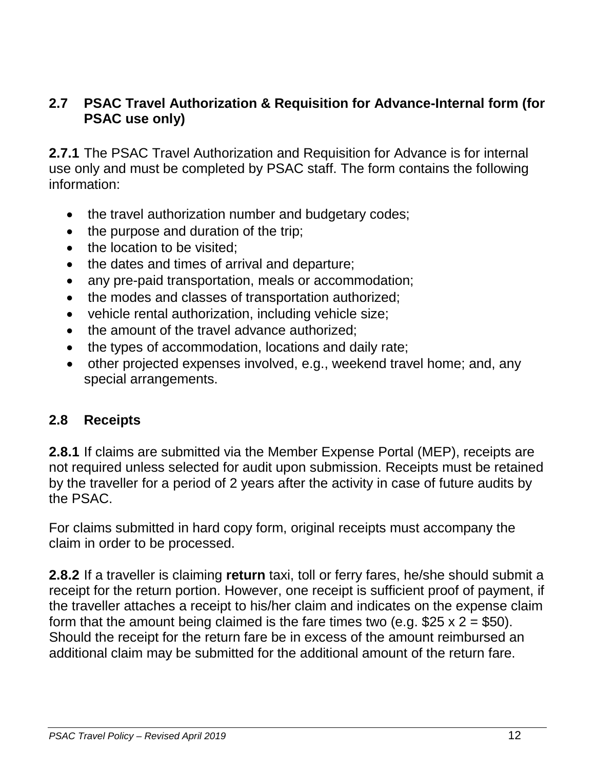## 2.7 PSAC Travel Authorization & Requisition for Advance-Internal form (for PSAC use only)

**2.7.1** The PSAC Travel Authorization and Requisition for Advance is for internal use only and must be completed by PSAC staff. The form contains the following information:

- the travel authorization number and budgetary codes;
- the purpose and duration of the trip;
- the location to be visited;
- the dates and times of arrival and departure;
- any pre-paid transportation, meals or accommodation;
- the modes and classes of transportation authorized;
- vehicle rental authorization, including vehicle size;
- the amount of the travel advance authorized;
- the types of accommodation, locations and daily rate;
- other projected expenses involved, e.g., weekend travel home; and, any special arrangements.

## 2.8 Receipts

**2.8.1** If claims are submitted via the Member Expense Portal (MEP), receipts are not required unless selected for audit upon submission. Receipts must be retained by the traveller for a period of 2 years after the activity in case of future audits by the PSAC.

For claims submitted in hard copy form, original receipts must accompany the claim in order to be processed.

**2.8.2** If a traveller is claiming **return** taxi, toll or ferry fares, he/she should submit a receipt for the return portion. However, one receipt is sufficient proof of payment, if the traveller attaches a receipt to his/her claim and indicates on the expense claim form that the amount being claimed is the fare times two (e.g. $25 x 2 = $50). Should the receipt for the return fare be in excess of the amount reimbursed an additional claim may be submitted for the additional amount of the return fare.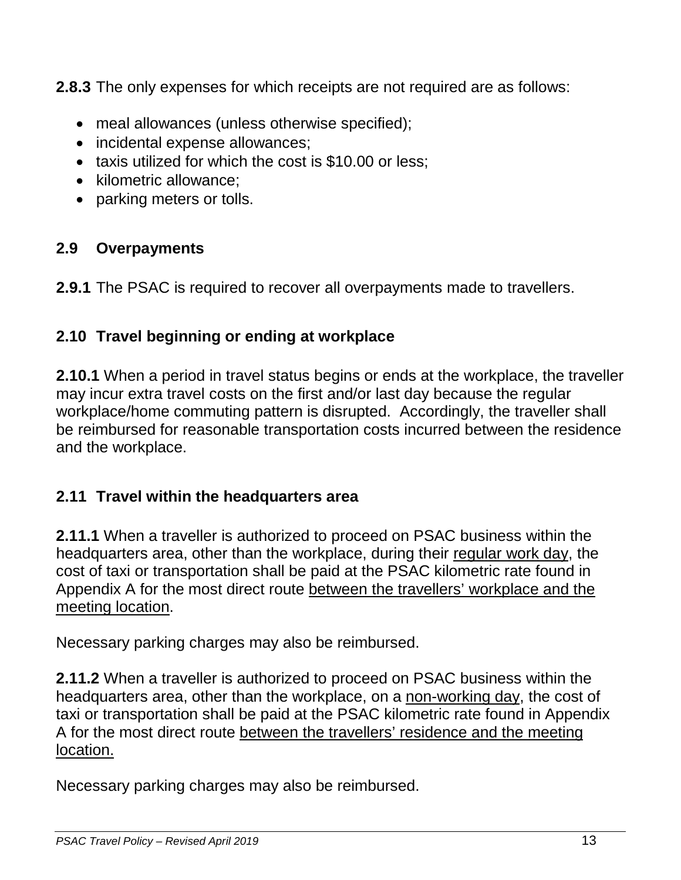**2.8.3** The only expenses for which receipts are not required are as follows:

- meal allowances (unless otherwise specified);
- incidental expense allowances;
- taxis utilized for which the cost is $10.00 or less;
- kilometric allowance;
- parking meters or tolls.

## 2.9 Overpayments

**2.9.1** The PSAC is required to recover all overpayments made to travellers.

## 2.10 Travel beginning or ending at workplace

**2.10.1** When a period in travel status begins or ends at the workplace, the traveller may incur extra travel costs on the first and/or last day because the regular workplace/home commuting pattern is disrupted. Accordingly, the traveller shall be reimbursed for reasonable transportation costs incurred between the residence and the workplace.

## 2.11 Travel within the headquarters area

**2.11.1** When a traveller is authorized to proceed on PSAC business within the headquarters area, other than the workplace, during their <u>regular work day</u>, the cost of taxi or transportation shall be paid at the PSAC kilometric rate found in Appendix A for the most direct route <u>between the travellers' workplace and the meeting location</u>.

Necessary parking charges may also be reimbursed.

**2.11.2** When a traveller is authorized to proceed on PSAC business within the headquarters area, other than the workplace, on a <u>non-working day</u>, the cost of taxi or transportation shall be paid at the PSAC kilometric rate found in Appendix A for the most direct route <u>between the travellers' residence and the meeting location.</u>

Necessary parking charges may also be reimbursed.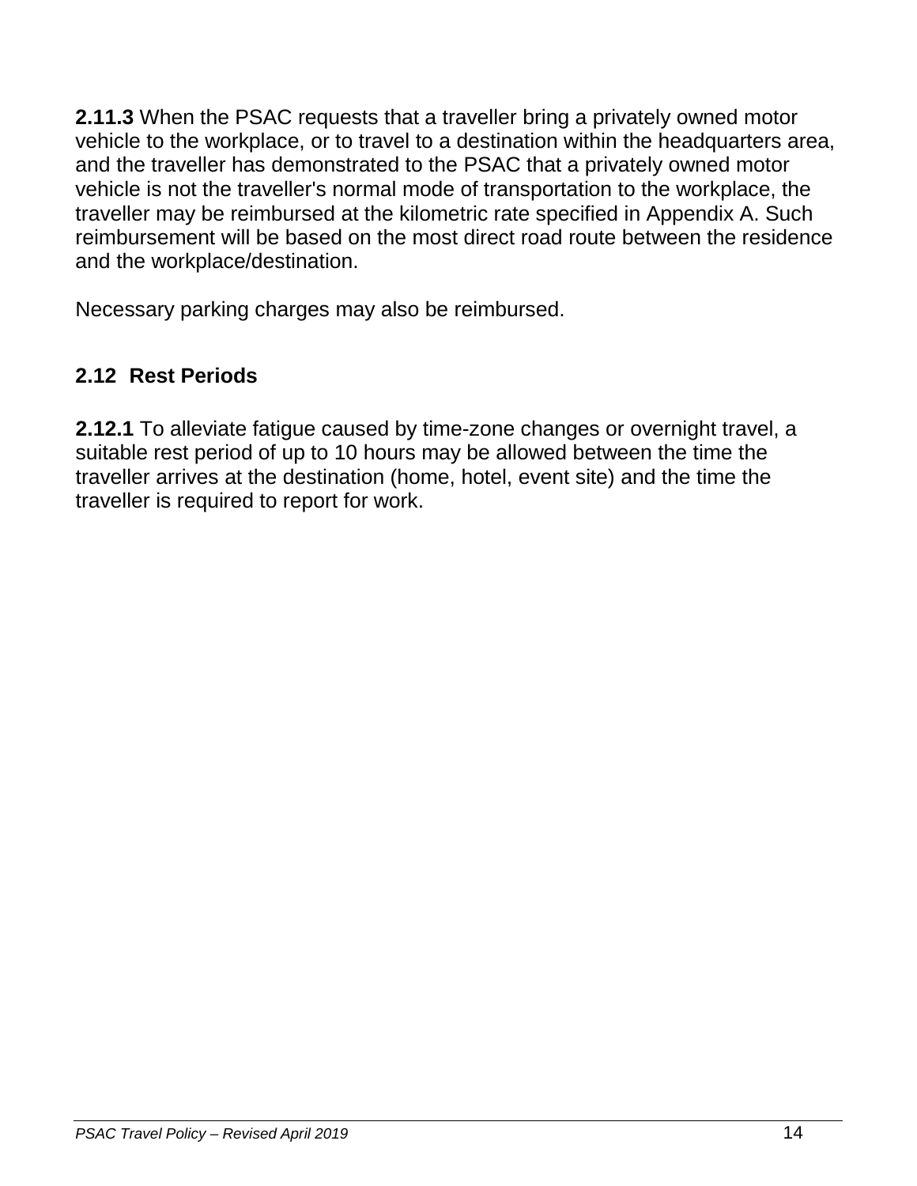**2.11.3** When the PSAC requests that a traveller bring a privately owned motor vehicle to the workplace, or to travel to a destination within the headquarters area, and the traveller has demonstrated to the PSAC that a privately owned motor vehicle is not the traveller's normal mode of transportation to the workplace, the traveller may be reimbursed at the kilometric rate specified in Appendix A. Such reimbursement will be based on the most direct road route between the residence and the workplace/destination.

Necessary parking charges may also be reimbursed.

## 2.12 Rest Periods

**2.12.1** To alleviate fatigue caused by time-zone changes or overnight travel, a suitable rest period of up to 10 hours may be allowed between the time the traveller arrives at the destination (home, hotel, event site) and the time the traveller is required to report for work.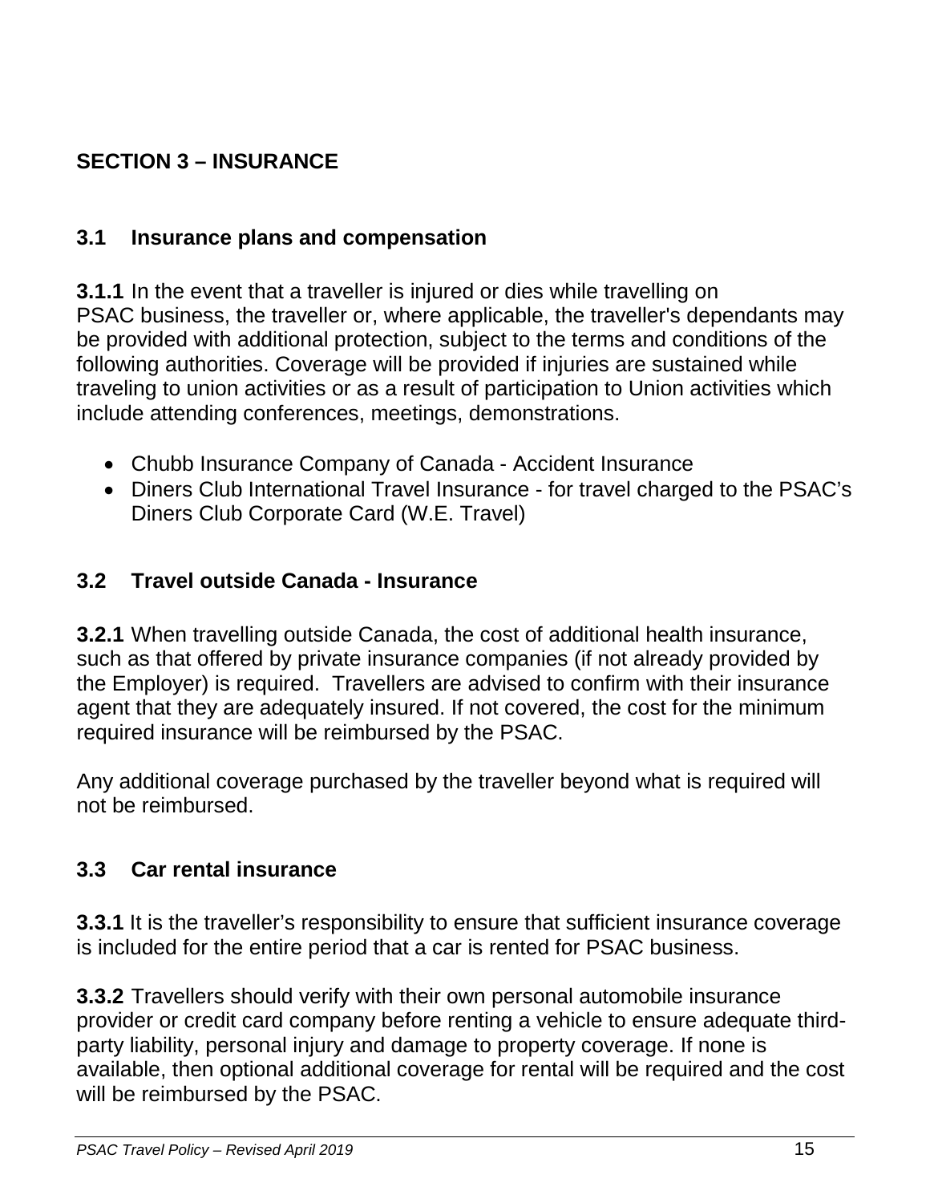## SECTION 3 – INSURANCE

### 3.1 Insurance plans and compensation

**3.1.1** In the event that a traveller is injured or dies while travelling on PSAC business, the traveller or, where applicable, the traveller's dependants may be provided with additional protection, subject to the terms and conditions of the following authorities. Coverage will be provided if injuries are sustained while traveling to union activities or as a result of participation to Union activities which include attending conferences, meetings, demonstrations.

- Chubb Insurance Company of Canada - Accident Insurance
- Diners Club International Travel Insurance - for travel charged to the PSAC's Diners Club Corporate Card (W.E. Travel)

### 3.2 Travel outside Canada - Insurance

**3.2.1** When travelling outside Canada, the cost of additional health insurance, such as that offered by private insurance companies (if not already provided by the Employer) is required. Travellers are advised to confirm with their insurance agent that they are adequately insured. If not covered, the cost for the minimum required insurance will be reimbursed by the PSAC.

Any additional coverage purchased by the traveller beyond what is required will not be reimbursed.

### 3.3 Car rental insurance

**3.3.1** It is the traveller's responsibility to ensure that sufficient insurance coverage is included for the entire period that a car is rented for PSAC business.

**3.3.2** Travellers should verify with their own personal automobile insurance provider or credit card company before renting a vehicle to ensure adequate third-party liability, personal injury and damage to property coverage. If none is available, then optional additional coverage for rental will be required and the cost will be reimbursed by the PSAC.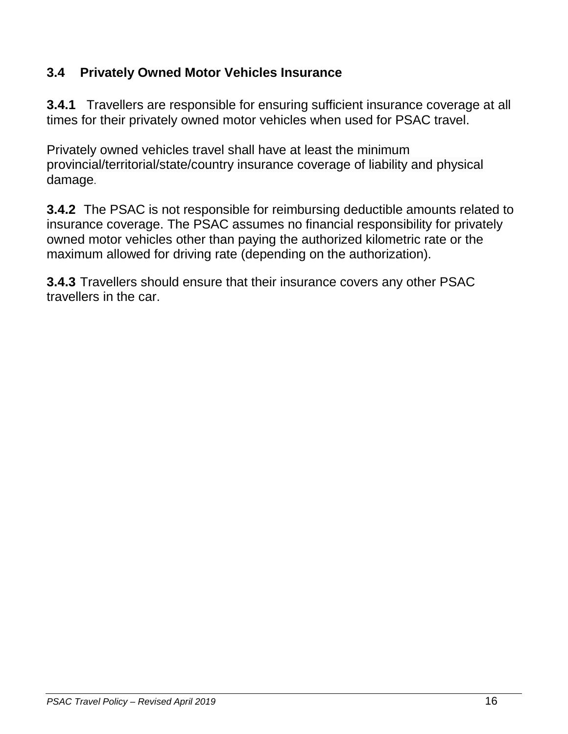### 3.4 Privately Owned Motor Vehicles Insurance

**3.4.1** Travellers are responsible for ensuring sufficient insurance coverage at all times for their privately owned motor vehicles when used for PSAC travel.

Privately owned vehicles travel shall have at least the minimum provincial/territorial/state/country insurance coverage of liability and physical damage.

**3.4.2** The PSAC is not responsible for reimbursing deductible amounts related to insurance coverage. The PSAC assumes no financial responsibility for privately owned motor vehicles other than paying the authorized kilometric rate or the maximum allowed for driving rate (depending on the authorization).

**3.4.3** Travellers should ensure that their insurance covers any other PSAC travellers in the car.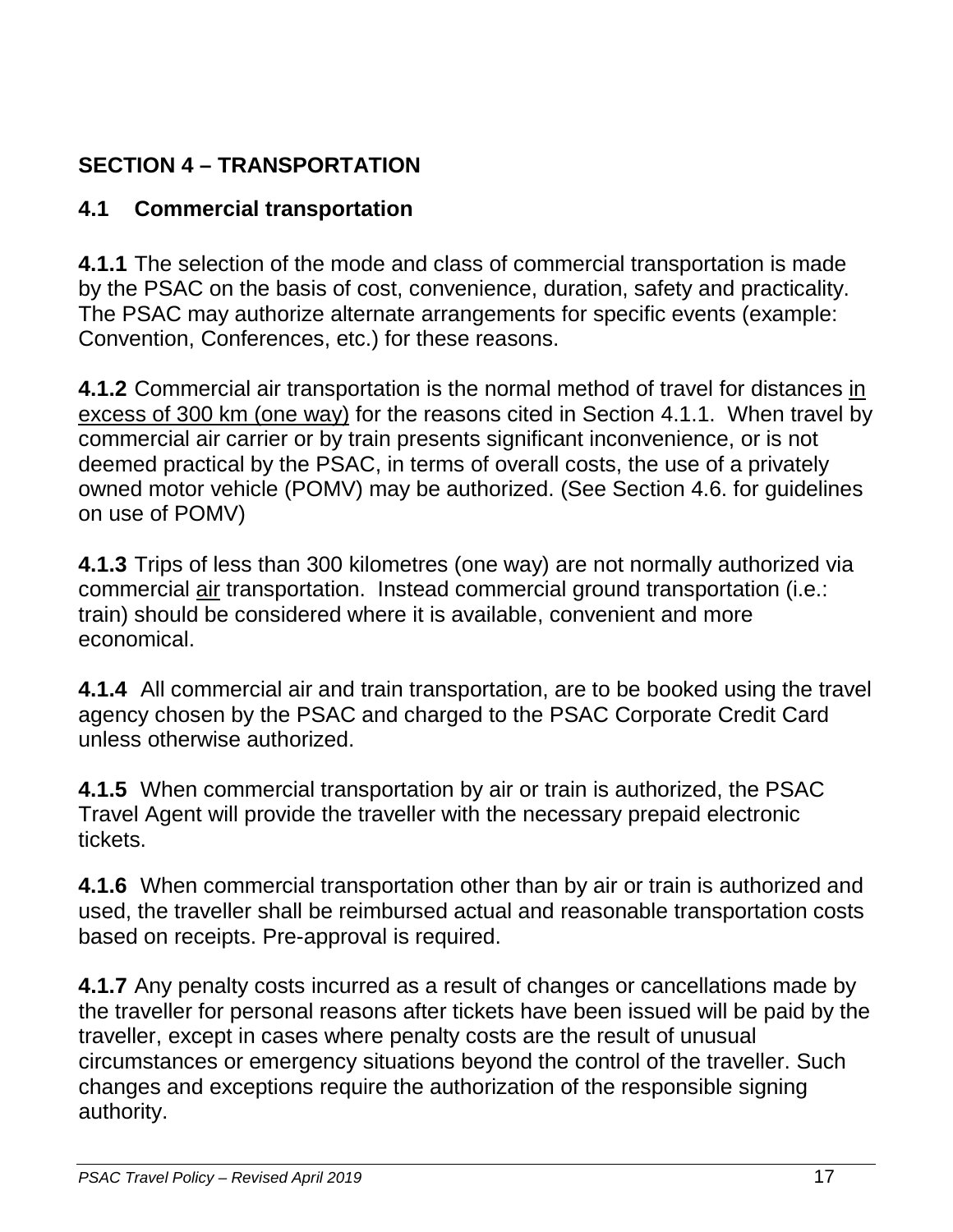## SECTION 4 – TRANSPORTATION

### 4.1 Commercial transportation

**4.1.1** The selection of the mode and class of commercial transportation is made by the PSAC on the basis of cost, convenience, duration, safety and practicality. The PSAC may authorize alternate arrangements for specific events (example: Convention, Conferences, etc.) for these reasons.

**4.1.2** Commercial air transportation is the normal method of travel for distances <u>in excess of 300 km (one way)</u> for the reasons cited in Section 4.1.1. When travel by commercial air carrier or by train presents significant inconvenience, or is not deemed practical by the PSAC, in terms of overall costs, the use of a privately owned motor vehicle (POMV) may be authorized. (See Section 4.6. for guidelines on use of POMV)

**4.1.3** Trips of less than 300 kilometres (one way) are not normally authorized via commercial <u>air</u> transportation. Instead commercial ground transportation (i.e.: train) should be considered where it is available, convenient and more economical.

**4.1.4** All commercial air and train transportation, are to be booked using the travel agency chosen by the PSAC and charged to the PSAC Corporate Credit Card unless otherwise authorized.

**4.1.5** When commercial transportation by air or train is authorized, the PSAC Travel Agent will provide the traveller with the necessary prepaid electronic tickets.

**4.1.6** When commercial transportation other than by air or train is authorized and used, the traveller shall be reimbursed actual and reasonable transportation costs based on receipts. Pre-approval is required.

**4.1.7** Any penalty costs incurred as a result of changes or cancellations made by the traveller for personal reasons after tickets have been issued will be paid by the traveller, except in cases where penalty costs are the result of unusual circumstances or emergency situations beyond the control of the traveller. Such changes and exceptions require the authorization of the responsible signing authority.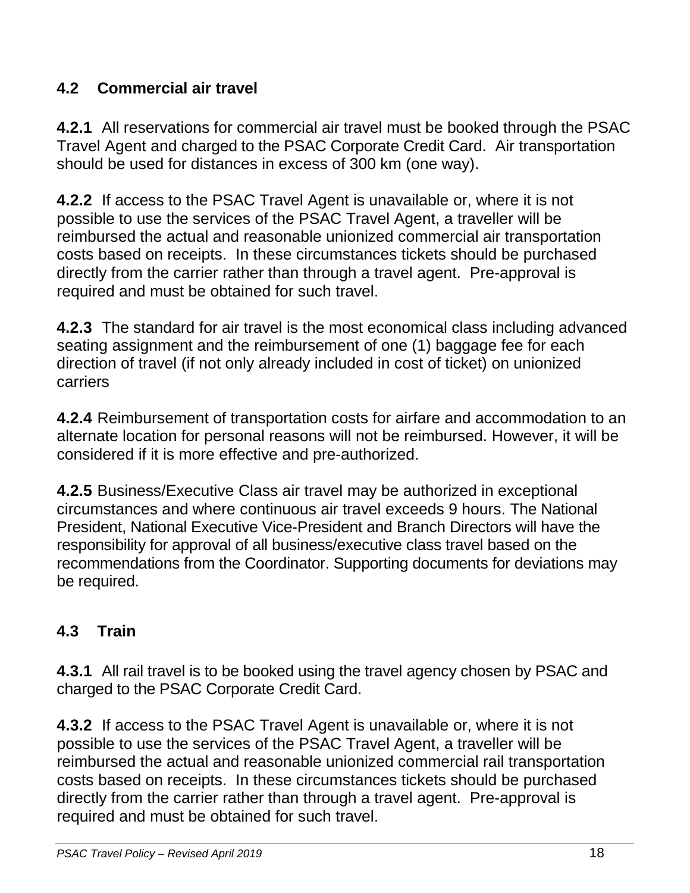## 4.2 Commercial air travel

**4.2.1** All reservations for commercial air travel must be booked through the PSAC Travel Agent and charged to the PSAC Corporate Credit Card. Air transportation should be used for distances in excess of 300 km (one way).

**4.2.2** If access to the PSAC Travel Agent is unavailable or, where it is not possible to use the services of the PSAC Travel Agent, a traveller will be reimbursed the actual and reasonable unionized commercial air transportation costs based on receipts. In these circumstances tickets should be purchased directly from the carrier rather than through a travel agent. Pre-approval is required and must be obtained for such travel.

**4.2.3** The standard for air travel is the most economical class including advanced seating assignment and the reimbursement of one (1) baggage fee for each direction of travel (if not only already included in cost of ticket) on unionized carriers

**4.2.4** Reimbursement of transportation costs for airfare and accommodation to an alternate location for personal reasons will not be reimbursed. However, it will be considered if it is more effective and pre-authorized.

**4.2.5** Business/Executive Class air travel may be authorized in exceptional circumstances and where continuous air travel exceeds 9 hours. The National President, National Executive Vice-President and Branch Directors will have the responsibility for approval of all business/executive class travel based on the recommendations from the Coordinator. Supporting documents for deviations may be required.

## 4.3 Train

**4.3.1** All rail travel is to be booked using the travel agency chosen by PSAC and charged to the PSAC Corporate Credit Card.

**4.3.2** If access to the PSAC Travel Agent is unavailable or, where it is not possible to use the services of the PSAC Travel Agent, a traveller will be reimbursed the actual and reasonable unionized commercial rail transportation costs based on receipts. In these circumstances tickets should be purchased directly from the carrier rather than through a travel agent. Pre-approval is required and must be obtained for such travel.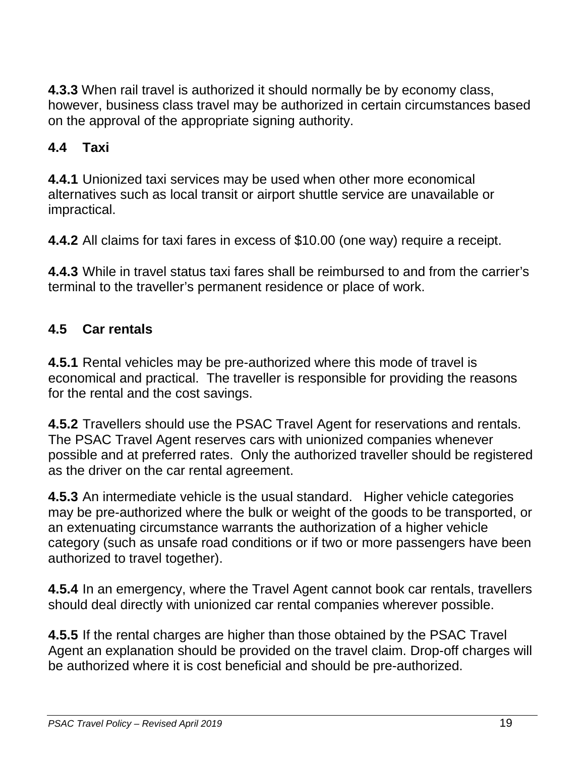**4.3.3** When rail travel is authorized it should normally be by economy class, however, business class travel may be authorized in certain circumstances based on the approval of the appropriate signing authority.

### 4.4 Taxi

**4.4.1** Unionized taxi services may be used when other more economical alternatives such as local transit or airport shuttle service are unavailable or impractical.

**4.4.2** All claims for taxi fares in excess of $10.00 (one way) require a receipt.

**4.4.3** While in travel status taxi fares shall be reimbursed to and from the carrier's terminal to the traveller's permanent residence or place of work.

### 4.5 Car rentals

**4.5.1** Rental vehicles may be pre-authorized where this mode of travel is economical and practical. The traveller is responsible for providing the reasons for the rental and the cost savings.

**4.5.2** Travellers should use the PSAC Travel Agent for reservations and rentals. The PSAC Travel Agent reserves cars with unionized companies whenever possible and at preferred rates. Only the authorized traveller should be registered as the driver on the car rental agreement.

**4.5.3** An intermediate vehicle is the usual standard. Higher vehicle categories may be pre-authorized where the bulk or weight of the goods to be transported, or an extenuating circumstance warrants the authorization of a higher vehicle category (such as unsafe road conditions or if two or more passengers have been authorized to travel together).

**4.5.4** In an emergency, where the Travel Agent cannot book car rentals, travellers should deal directly with unionized car rental companies wherever possible.

**4.5.5** If the rental charges are higher than those obtained by the PSAC Travel Agent an explanation should be provided on the travel claim. Drop-off charges will be authorized where it is cost beneficial and should be pre-authorized.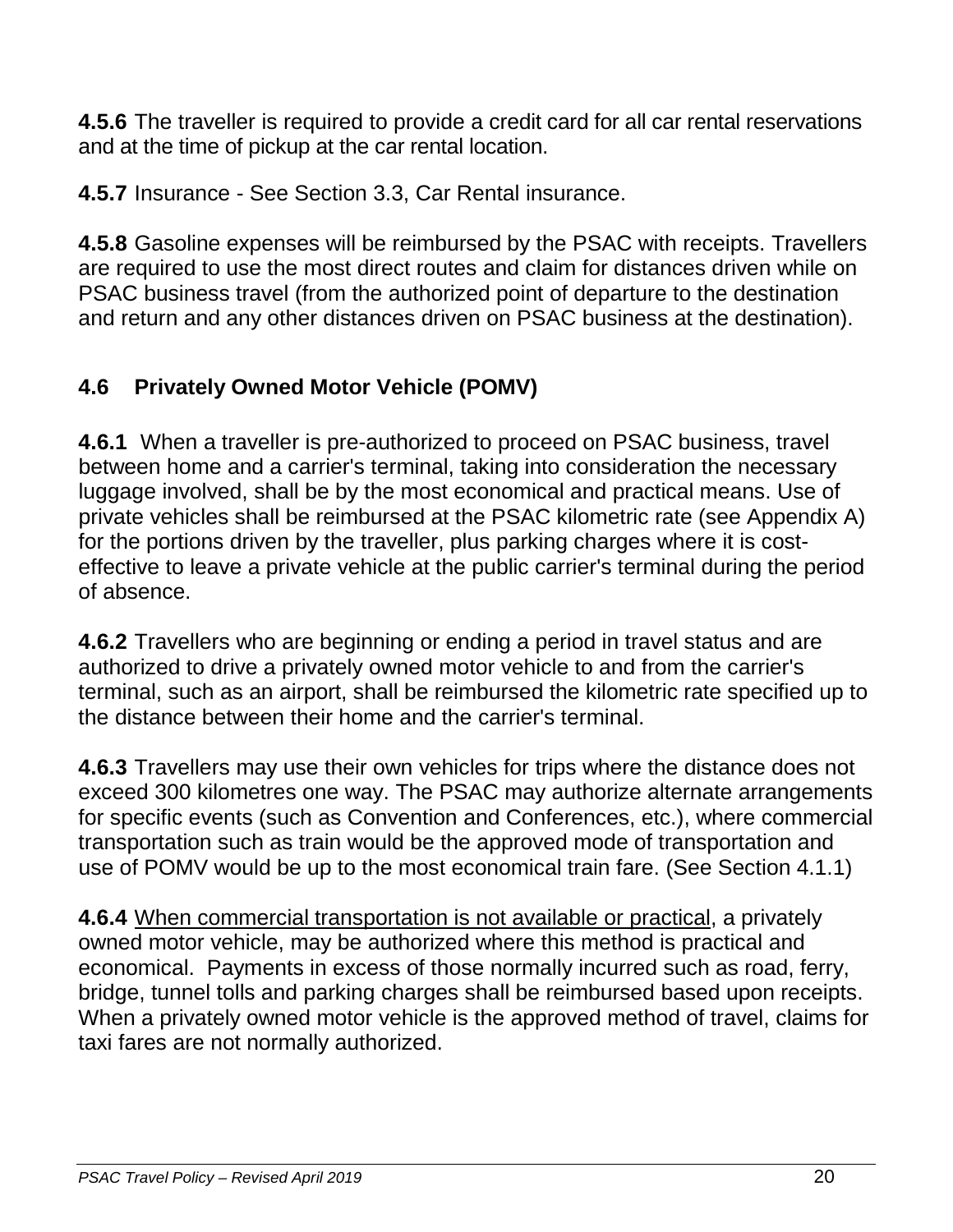**4.5.6** The traveller is required to provide a credit card for all car rental reservations and at the time of pickup at the car rental location.

**4.5.7** Insurance - See Section 3.3, Car Rental insurance.

**4.5.8** Gasoline expenses will be reimbursed by the PSAC with receipts. Travellers are required to use the most direct routes and claim for distances driven while on PSAC business travel (from the authorized point of departure to the destination and return and any other distances driven on PSAC business at the destination).

## 4.6 Privately Owned Motor Vehicle (POMV)

**4.6.1** When a traveller is pre-authorized to proceed on PSAC business, travel between home and a carrier's terminal, taking into consideration the necessary luggage involved, shall be by the most economical and practical means. Use of private vehicles shall be reimbursed at the PSAC kilometric rate (see Appendix A) for the portions driven by the traveller, plus parking charges where it is cost-effective to leave a private vehicle at the public carrier's terminal during the period of absence.

**4.6.2** Travellers who are beginning or ending a period in travel status and are authorized to drive a privately owned motor vehicle to and from the carrier's terminal, such as an airport, shall be reimbursed the kilometric rate specified up to the distance between their home and the carrier's terminal.

**4.6.3** Travellers may use their own vehicles for trips where the distance does not exceed 300 kilometres one way. The PSAC may authorize alternate arrangements for specific events (such as Convention and Conferences, etc.), where commercial transportation such as train would be the approved mode of transportation and use of POMV would be up to the most economical train fare. (See Section 4.1.1)

**4.6.4** <u>When commercial transportation is not available or practical</u>, a privately owned motor vehicle, may be authorized where this method is practical and economical. Payments in excess of those normally incurred such as road, ferry, bridge, tunnel tolls and parking charges shall be reimbursed based upon receipts. When a privately owned motor vehicle is the approved method of travel, claims for taxi fares are not normally authorized.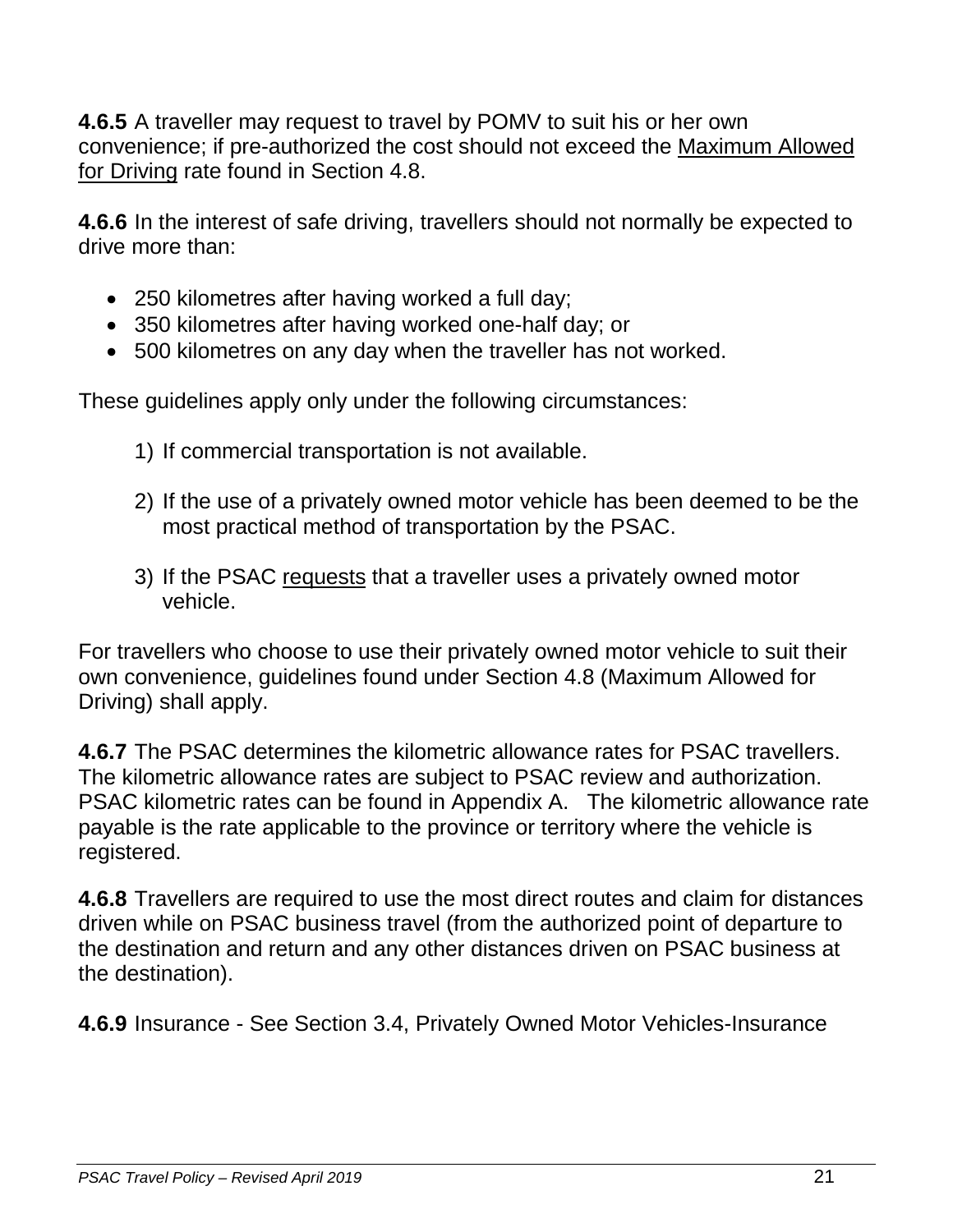**4.6.5** A traveller may request to travel by POMV to suit his or her own convenience; if pre-authorized the cost should not exceed the Maximum Allowed for Driving rate found in Section 4.8.

**4.6.6** In the interest of safe driving, travellers should not normally be expected to drive more than:

- 250 kilometres after having worked a full day;
- 350 kilometres after having worked one-half day; or
- 500 kilometres on any day when the traveller has not worked.

These guidelines apply only under the following circumstances:

1) If commercial transportation is not available.

2) If the use of a privately owned motor vehicle has been deemed to be the most practical method of transportation by the PSAC.

3) If the PSAC requests that a traveller uses a privately owned motor vehicle.

For travellers who choose to use their privately owned motor vehicle to suit their own convenience, guidelines found under Section 4.8 (Maximum Allowed for Driving) shall apply.

**4.6.7** The PSAC determines the kilometric allowance rates for PSAC travellers. The kilometric allowance rates are subject to PSAC review and authorization. PSAC kilometric rates can be found in Appendix A. The kilometric allowance rate payable is the rate applicable to the province or territory where the vehicle is registered.

**4.6.8** Travellers are required to use the most direct routes and claim for distances driven while on PSAC business travel (from the authorized point of departure to the destination and return and any other distances driven on PSAC business at the destination).

**4.6.9** Insurance - See Section 3.4, Privately Owned Motor Vehicles-Insurance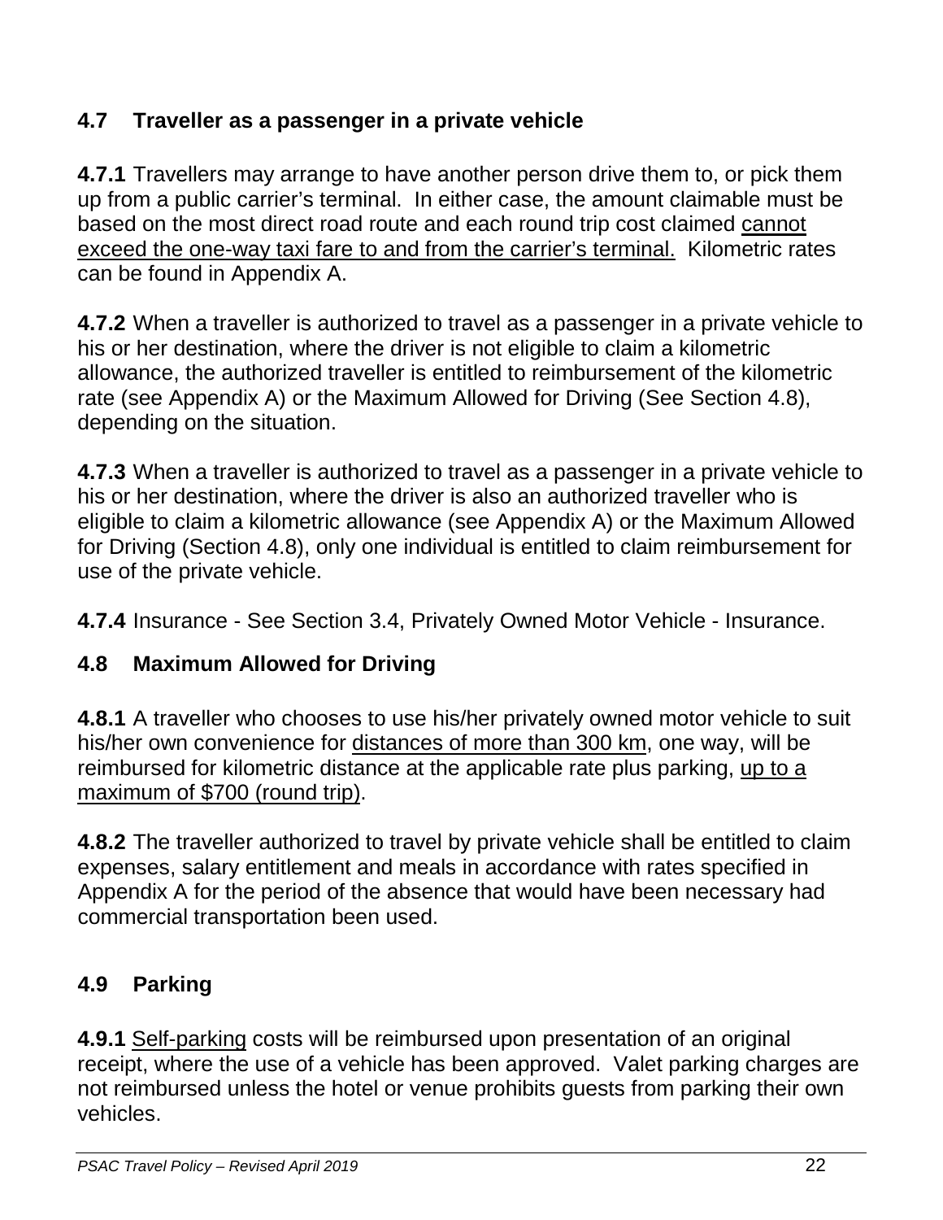## 4.7 Traveller as a passenger in a private vehicle

**4.7.1** Travellers may arrange to have another person drive them to, or pick them up from a public carrier's terminal. In either case, the amount claimable must be based on the most direct road route and each round trip cost claimed <u>cannot exceed the one-way taxi fare to and from the carrier's terminal.</u> Kilometric rates can be found in Appendix A.

**4.7.2** When a traveller is authorized to travel as a passenger in a private vehicle to his or her destination, where the driver is not eligible to claim a kilometric allowance, the authorized traveller is entitled to reimbursement of the kilometric rate (see Appendix A) or the Maximum Allowed for Driving (See Section 4.8), depending on the situation.

**4.7.3** When a traveller is authorized to travel as a passenger in a private vehicle to his or her destination, where the driver is also an authorized traveller who is eligible to claim a kilometric allowance (see Appendix A) or the Maximum Allowed for Driving (Section 4.8), only one individual is entitled to claim reimbursement for use of the private vehicle.

**4.7.4** Insurance - See Section 3.4, Privately Owned Motor Vehicle - Insurance.

## 4.8 Maximum Allowed for Driving

**4.8.1** A traveller who chooses to use his/her privately owned motor vehicle to suit his/her own convenience for <u>distances of more than 300 km</u>, one way, will be reimbursed for kilometric distance at the applicable rate plus parking, <u>up to a maximum of $700 (round trip)</u>.

**4.8.2** The traveller authorized to travel by private vehicle shall be entitled to claim expenses, salary entitlement and meals in accordance with rates specified in Appendix A for the period of the absence that would have been necessary had commercial transportation been used.

## 4.9 Parking

**4.9.1** <u>Self-parking</u> costs will be reimbursed upon presentation of an original receipt, where the use of a vehicle has been approved. Valet parking charges are not reimbursed unless the hotel or venue prohibits guests from parking their own vehicles.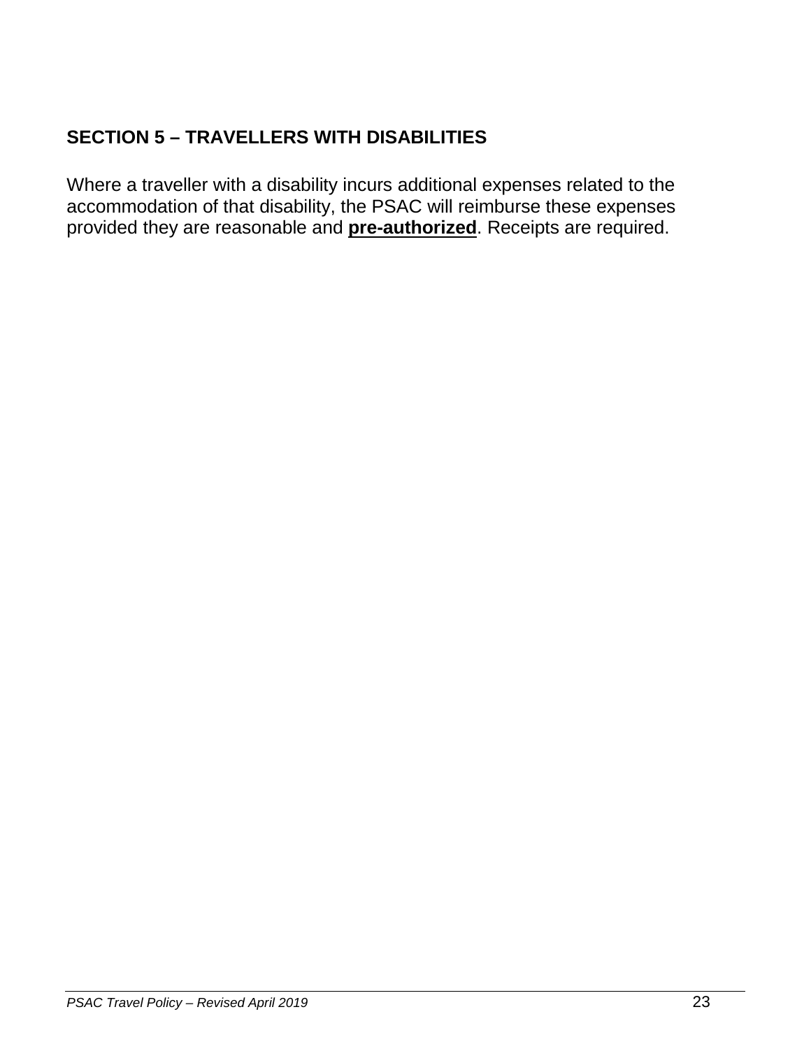## SECTION 5 – TRAVELLERS WITH DISABILITIES

Where a traveller with a disability incurs additional expenses related to the accommodation of that disability, the PSAC will reimburse these expenses provided they are reasonable and **pre-authorized**. Receipts are required.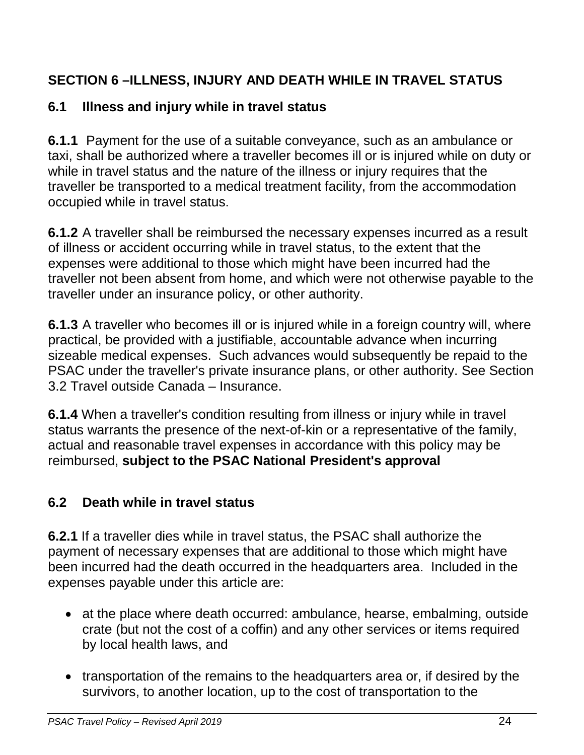## SECTION 6 –ILLNESS, INJURY AND DEATH WHILE IN TRAVEL STATUS

### 6.1 Illness and injury while in travel status

**6.1.1** Payment for the use of a suitable conveyance, such as an ambulance or taxi, shall be authorized where a traveller becomes ill or is injured while on duty or while in travel status and the nature of the illness or injury requires that the traveller be transported to a medical treatment facility, from the accommodation occupied while in travel status.

**6.1.2** A traveller shall be reimbursed the necessary expenses incurred as a result of illness or accident occurring while in travel status, to the extent that the expenses were additional to those which might have been incurred had the traveller not been absent from home, and which were not otherwise payable to the traveller under an insurance policy, or other authority.

**6.1.3** A traveller who becomes ill or is injured while in a foreign country will, where practical, be provided with a justifiable, accountable advance when incurring sizeable medical expenses. Such advances would subsequently be repaid to the PSAC under the traveller's private insurance plans, or other authority. See Section 3.2 Travel outside Canada – Insurance.

**6.1.4** When a traveller's condition resulting from illness or injury while in travel status warrants the presence of the next-of-kin or a representative of the family, actual and reasonable travel expenses in accordance with this policy may be reimbursed, **subject to the PSAC National President's approval**

### 6.2 Death while in travel status

**6.2.1** If a traveller dies while in travel status, the PSAC shall authorize the payment of necessary expenses that are additional to those which might have been incurred had the death occurred in the headquarters area. Included in the expenses payable under this article are:

- at the place where death occurred: ambulance, hearse, embalming, outside crate (but not the cost of a coffin) and any other services or items required by local health laws, and
- transportation of the remains to the headquarters area or, if desired by the survivors, to another location, up to the cost of transportation to the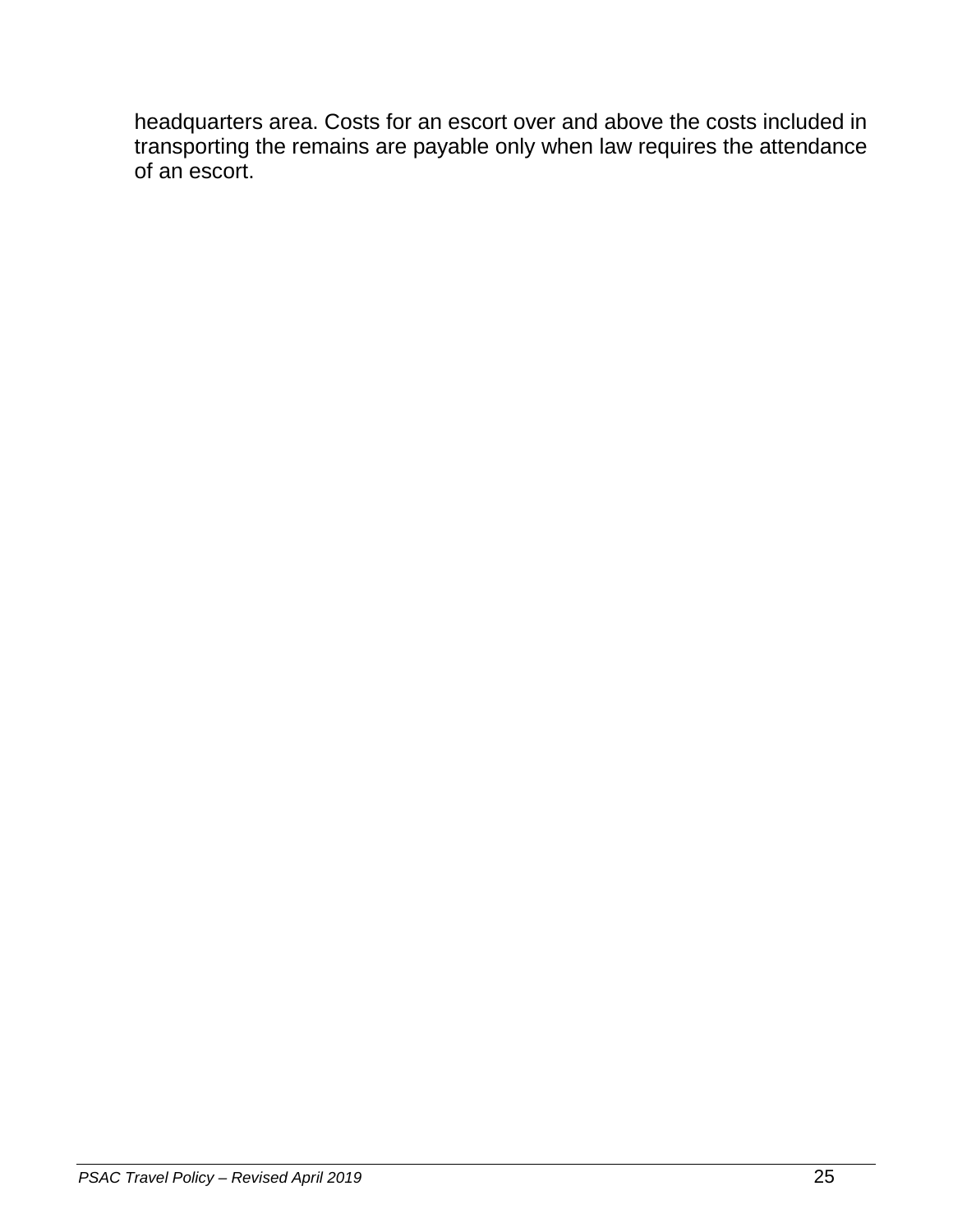headquarters area. Costs for an escort over and above the costs included in transporting the remains are payable only when law requires the attendance of an escort.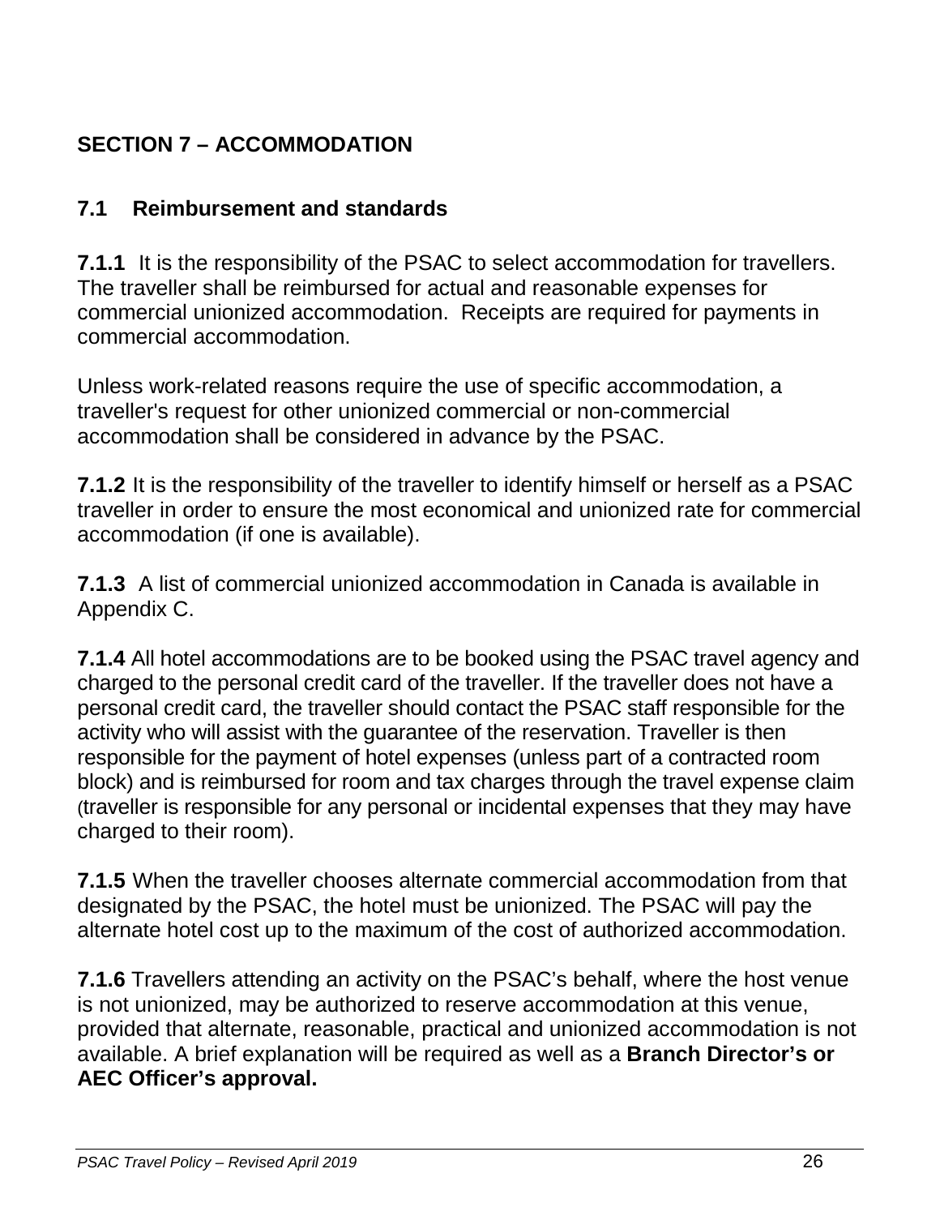## SECTION 7 – ACCOMMODATION

### 7.1 Reimbursement and standards

**7.1.1** It is the responsibility of the PSAC to select accommodation for travellers. The traveller shall be reimbursed for actual and reasonable expenses for commercial unionized accommodation. Receipts are required for payments in commercial accommodation.

Unless work-related reasons require the use of specific accommodation, a traveller's request for other unionized commercial or non-commercial accommodation shall be considered in advance by the PSAC.

**7.1.2** It is the responsibility of the traveller to identify himself or herself as a PSAC traveller in order to ensure the most economical and unionized rate for commercial accommodation (if one is available).

**7.1.3** A list of commercial unionized accommodation in Canada is available in Appendix C.

**7.1.4** All hotel accommodations are to be booked using the PSAC travel agency and charged to the personal credit card of the traveller. If the traveller does not have a personal credit card, the traveller should contact the PSAC staff responsible for the activity who will assist with the guarantee of the reservation. Traveller is then responsible for the payment of hotel expenses (unless part of a contracted room block) and is reimbursed for room and tax charges through the travel expense claim (traveller is responsible for any personal or incidental expenses that they may have charged to their room).

**7.1.5** When the traveller chooses alternate commercial accommodation from that designated by the PSAC, the hotel must be unionized. The PSAC will pay the alternate hotel cost up to the maximum of the cost of authorized accommodation.

**7.1.6** Travellers attending an activity on the PSAC's behalf, where the host venue is not unionized, may be authorized to reserve accommodation at this venue, provided that alternate, reasonable, practical and unionized accommodation is not available. A brief explanation will be required as well as a **Branch Director's or AEC Officer's approval.**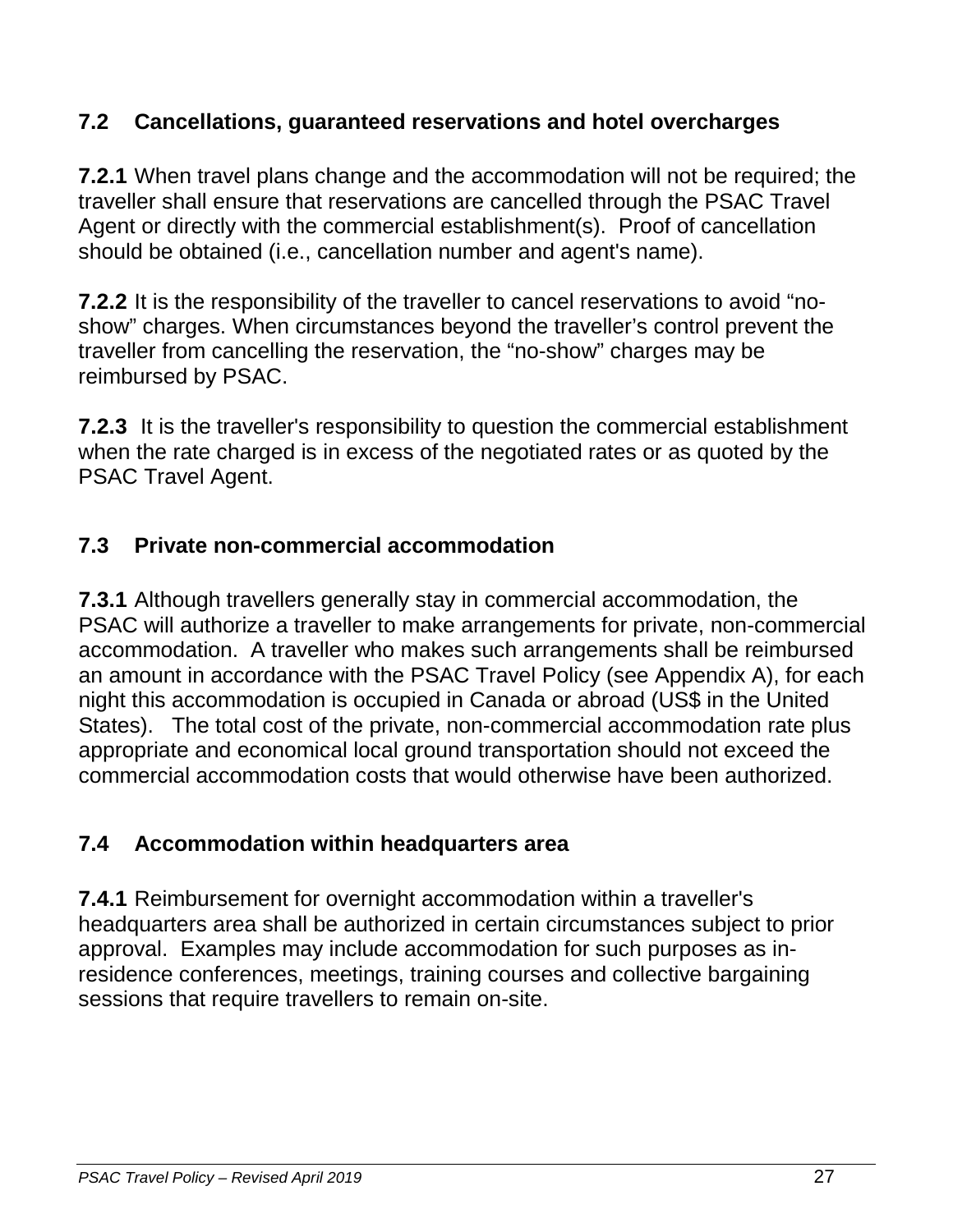## 7.2 Cancellations, guaranteed reservations and hotel overcharges

**7.2.1** When travel plans change and the accommodation will not be required; the traveller shall ensure that reservations are cancelled through the PSAC Travel Agent or directly with the commercial establishment(s). Proof of cancellation should be obtained (i.e., cancellation number and agent's name).

**7.2.2** It is the responsibility of the traveller to cancel reservations to avoid "no-show" charges. When circumstances beyond the traveller's control prevent the traveller from cancelling the reservation, the "no-show" charges may be reimbursed by PSAC.

**7.2.3** It is the traveller's responsibility to question the commercial establishment when the rate charged is in excess of the negotiated rates or as quoted by the PSAC Travel Agent.

## 7.3 Private non-commercial accommodation

**7.3.1** Although travellers generally stay in commercial accommodation, the PSAC will authorize a traveller to make arrangements for private, non-commercial accommodation. A traveller who makes such arrangements shall be reimbursed an amount in accordance with the PSAC Travel Policy (see Appendix A), for each night this accommodation is occupied in Canada or abroad (US$ in the United States). The total cost of the private, non-commercial accommodation rate plus appropriate and economical local ground transportation should not exceed the commercial accommodation costs that would otherwise have been authorized.

## 7.4 Accommodation within headquarters area

**7.4.1** Reimbursement for overnight accommodation within a traveller's headquarters area shall be authorized in certain circumstances subject to prior approval. Examples may include accommodation for such purposes as in-residence conferences, meetings, training courses and collective bargaining sessions that require travellers to remain on-site.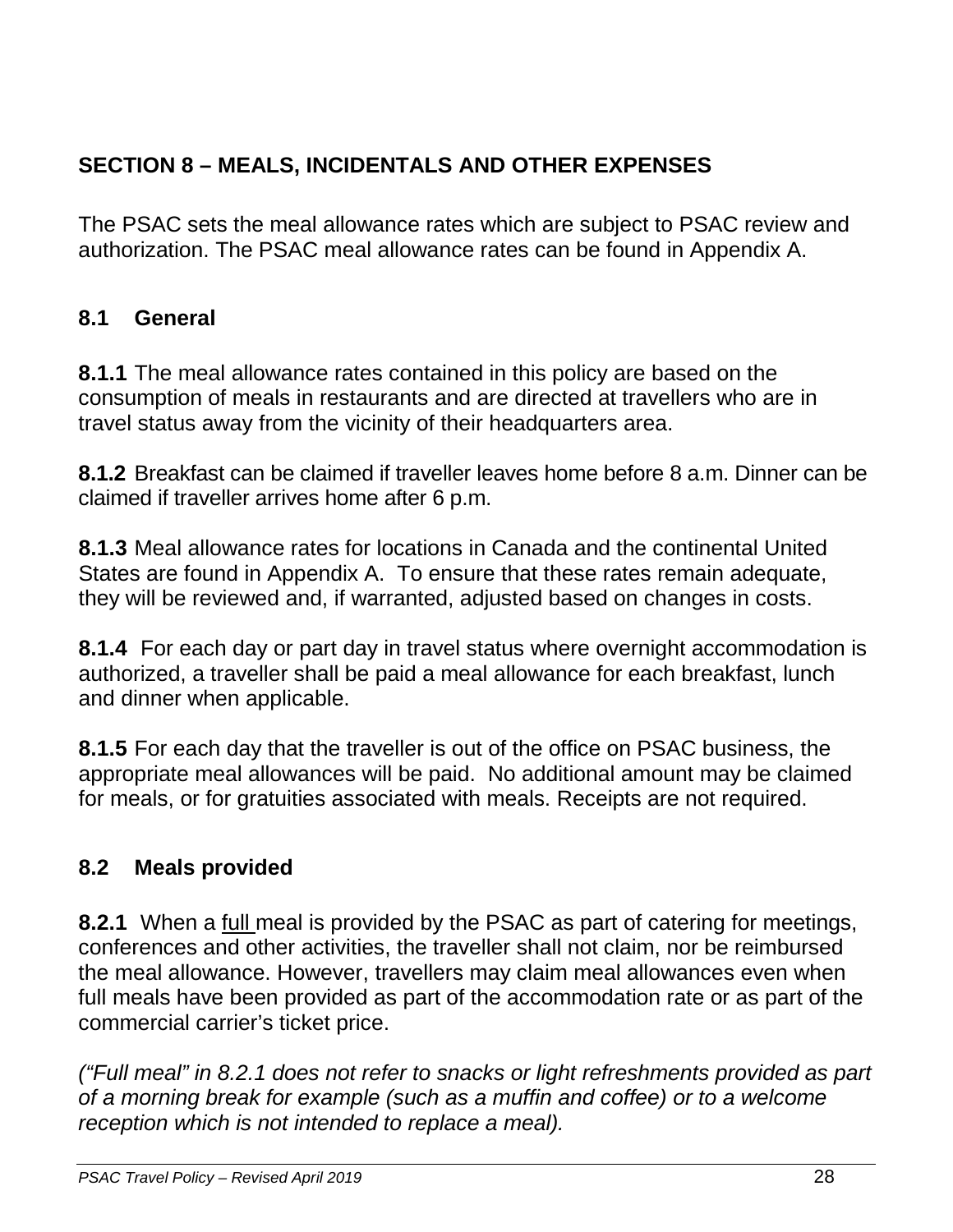## SECTION 8 – MEALS, INCIDENTALS AND OTHER EXPENSES

The PSAC sets the meal allowance rates which are subject to PSAC review and authorization. The PSAC meal allowance rates can be found in Appendix A.

### 8.1 General

**8.1.1** The meal allowance rates contained in this policy are based on the consumption of meals in restaurants and are directed at travellers who are in travel status away from the vicinity of their headquarters area.

**8.1.2** Breakfast can be claimed if traveller leaves home before 8 a.m. Dinner can be claimed if traveller arrives home after 6 p.m.

**8.1.3** Meal allowance rates for locations in Canada and the continental United States are found in Appendix A. To ensure that these rates remain adequate, they will be reviewed and, if warranted, adjusted based on changes in costs.

**8.1.4** For each day or part day in travel status where overnight accommodation is authorized, a traveller shall be paid a meal allowance for each breakfast, lunch and dinner when applicable.

**8.1.5** For each day that the traveller is out of the office on PSAC business, the appropriate meal allowances will be paid. No additional amount may be claimed for meals, or for gratuities associated with meals. Receipts are not required.

### 8.2 Meals provided

**8.2.1** When a <u>full</u> meal is provided by the PSAC as part of catering for meetings, conferences and other activities, the traveller shall not claim, nor be reimbursed the meal allowance. However, travellers may claim meal allowances even when full meals have been provided as part of the accommodation rate or as part of the commercial carrier's ticket price.

*("Full meal" in 8.2.1 does not refer to snacks or light refreshments provided as part of a morning break for example (such as a muffin and coffee) or to a welcome reception which is not intended to replace a meal).*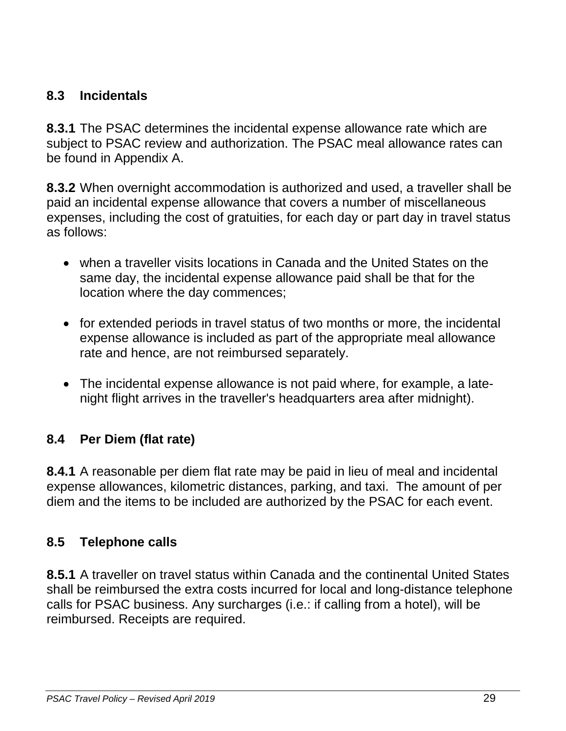## 8.3 Incidentals

**8.3.1** The PSAC determines the incidental expense allowance rate which are subject to PSAC review and authorization. The PSAC meal allowance rates can be found in Appendix A.

**8.3.2** When overnight accommodation is authorized and used, a traveller shall be paid an incidental expense allowance that covers a number of miscellaneous expenses, including the cost of gratuities, for each day or part day in travel status as follows:

- when a traveller visits locations in Canada and the United States on the same day, the incidental expense allowance paid shall be that for the location where the day commences;
- for extended periods in travel status of two months or more, the incidental expense allowance is included as part of the appropriate meal allowance rate and hence, are not reimbursed separately.
- The incidental expense allowance is not paid where, for example, a late-night flight arrives in the traveller's headquarters area after midnight).

## 8.4 Per Diem (flat rate)

**8.4.1** A reasonable per diem flat rate may be paid in lieu of meal and incidental expense allowances, kilometric distances, parking, and taxi. The amount of per diem and the items to be included are authorized by the PSAC for each event.

## 8.5 Telephone calls

**8.5.1** A traveller on travel status within Canada and the continental United States shall be reimbursed the extra costs incurred for local and long-distance telephone calls for PSAC business. Any surcharges (i.e.: if calling from a hotel), will be reimbursed. Receipts are required.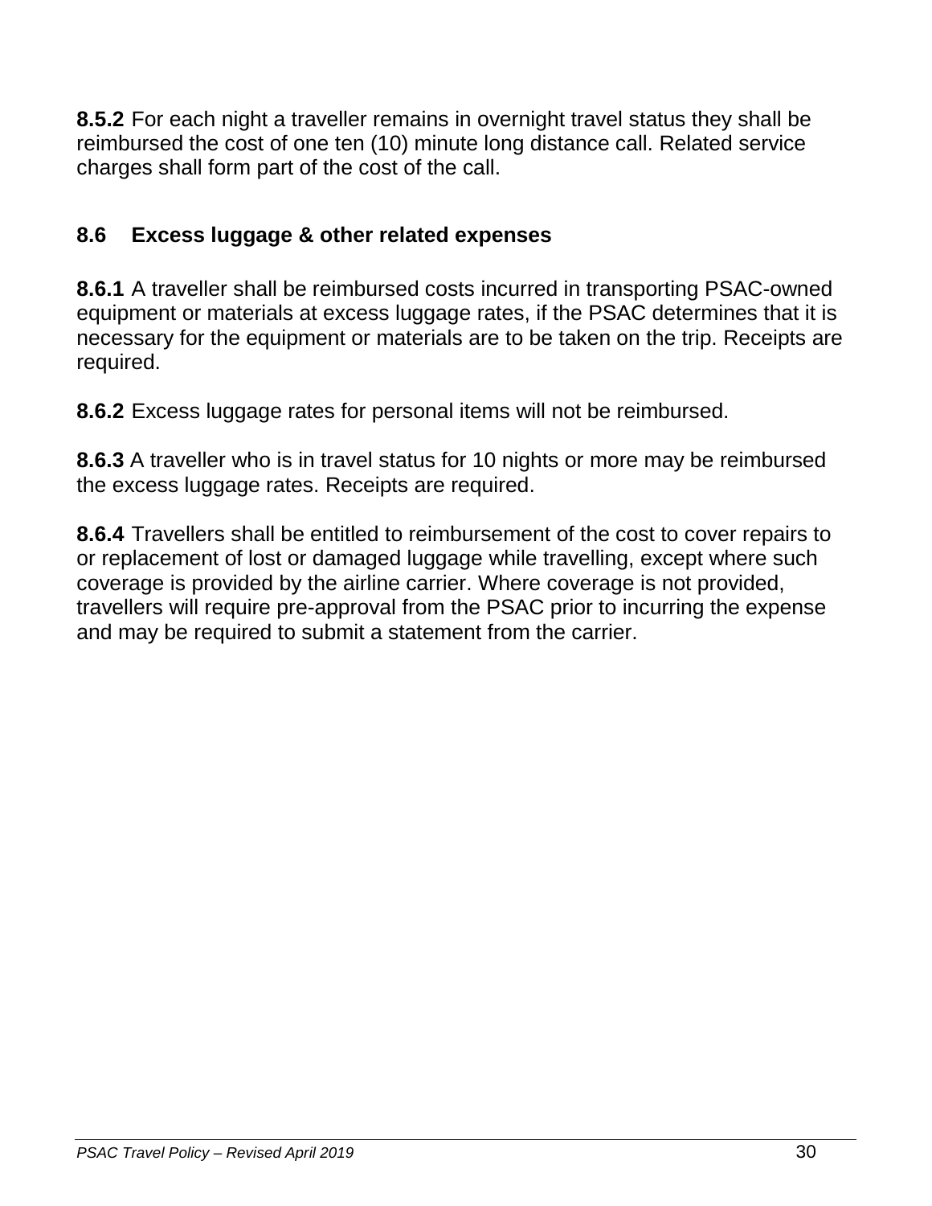**8.5.2** For each night a traveller remains in overnight travel status they shall be reimbursed the cost of one ten (10) minute long distance call. Related service charges shall form part of the cost of the call.

### 8.6 Excess luggage & other related expenses

**8.6.1** A traveller shall be reimbursed costs incurred in transporting PSAC-owned equipment or materials at excess luggage rates, if the PSAC determines that it is necessary for the equipment or materials are to be taken on the trip. Receipts are required.

**8.6.2** Excess luggage rates for personal items will not be reimbursed.

**8.6.3** A traveller who is in travel status for 10 nights or more may be reimbursed the excess luggage rates. Receipts are required.

**8.6.4** Travellers shall be entitled to reimbursement of the cost to cover repairs to or replacement of lost or damaged luggage while travelling, except where such coverage is provided by the airline carrier. Where coverage is not provided, travellers will require pre-approval from the PSAC prior to incurring the expense and may be required to submit a statement from the carrier.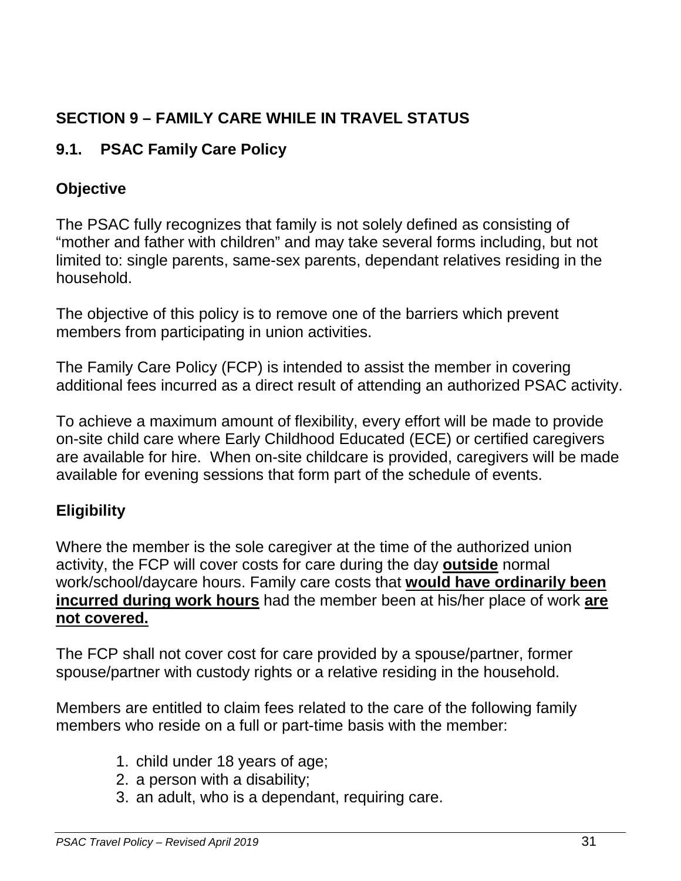## SECTION 9 – FAMILY CARE WHILE IN TRAVEL STATUS

### 9.1. PSAC Family Care Policy

#### Objective

The PSAC fully recognizes that family is not solely defined as consisting of “mother and father with children” and may take several forms including, but not limited to: single parents, same-sex parents, dependant relatives residing in the household.

The objective of this policy is to remove one of the barriers which prevent members from participating in union activities.

The Family Care Policy (FCP) is intended to assist the member in covering additional fees incurred as a direct result of attending an authorized PSAC activity.

To achieve a maximum amount of flexibility, every effort will be made to provide on-site child care where Early Childhood Educated (ECE) or certified caregivers are available for hire. When on-site childcare is provided, caregivers will be made available for evening sessions that form part of the schedule of events.

#### Eligibility

Where the member is the sole caregiver at the time of the authorized union activity, the FCP will cover costs for care during the day **outside** normal work/school/daycare hours. Family care costs that **would have ordinarily been incurred during work hours** had the member been at his/her place of work **are not covered.**

The FCP shall not cover cost for care provided by a spouse/partner, former spouse/partner with custody rights or a relative residing in the household.

Members are entitled to claim fees related to the care of the following family members who reside on a full or part-time basis with the member:

1. child under 18 years of age;
2. a person with a disability;
3. an adult, who is a dependant, requiring care.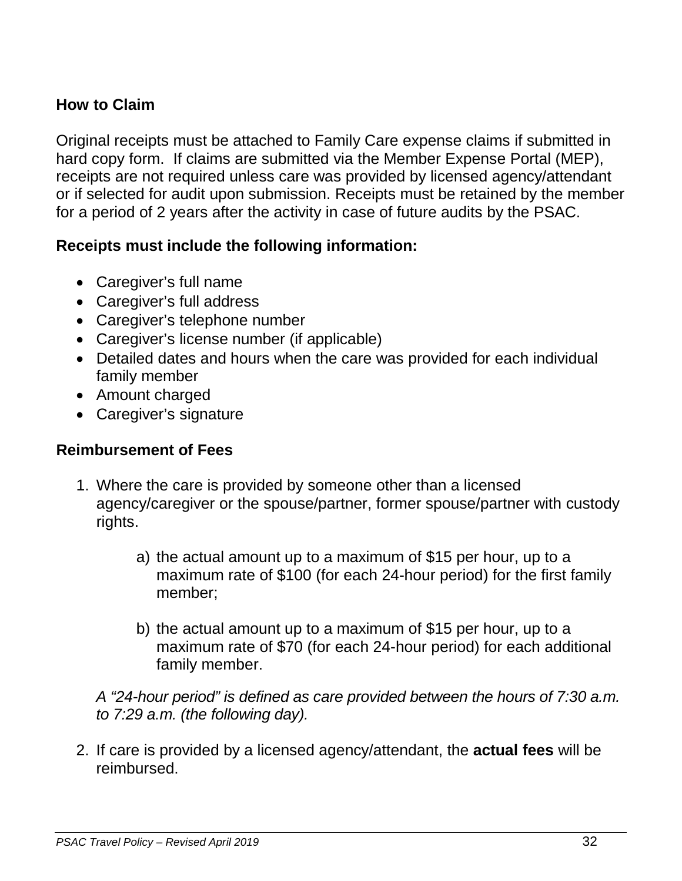## How to Claim

Original receipts must be attached to Family Care expense claims if submitted in hard copy form. If claims are submitted via the Member Expense Portal (MEP), receipts are not required unless care was provided by licensed agency/attendant or if selected for audit upon submission. Receipts must be retained by the member for a period of 2 years after the activity in case of future audits by the PSAC.

## Receipts must include the following information:

- Caregiver's full name
- Caregiver's full address
- Caregiver's telephone number
- Caregiver's license number (if applicable)
- Detailed dates and hours when the care was provided for each individual family member
- Amount charged
- Caregiver's signature

## Reimbursement of Fees

1. Where the care is provided by someone other than a licensed agency/caregiver or the spouse/partner, former spouse/partner with custody rights.

   a) the actual amount up to a maximum of $15 per hour, up to a maximum rate of $100 (for each 24-hour period) for the first family member;

   b) the actual amount up to a maximum of $15 per hour, up to a maximum rate of $70 (for each 24-hour period) for each additional family member.

   *A "24-hour period" is defined as care provided between the hours of 7:30 a.m. to 7:29 a.m. (the following day).*

2. If care is provided by a licensed agency/attendant, the **actual fees** will be reimbursed.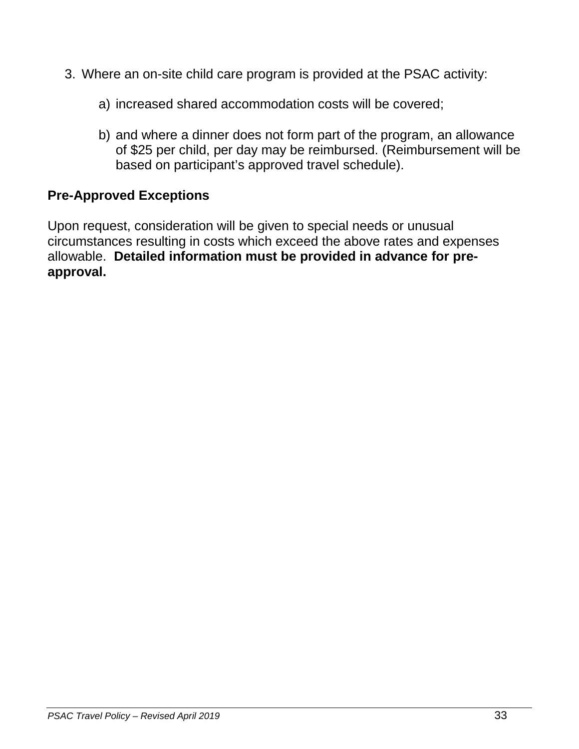3. Where an on-site child care program is provided at the PSAC activity:

   a) increased shared accommodation costs will be covered;

   b) and where a dinner does not form part of the program, an allowance of $25 per child, per day may be reimbursed. (Reimbursement will be based on participant's approved travel schedule).

**Pre-Approved Exceptions**

Upon request, consideration will be given to special needs or unusual circumstances resulting in costs which exceed the above rates and expenses allowable. **Detailed information must be provided in advance for pre-approval.**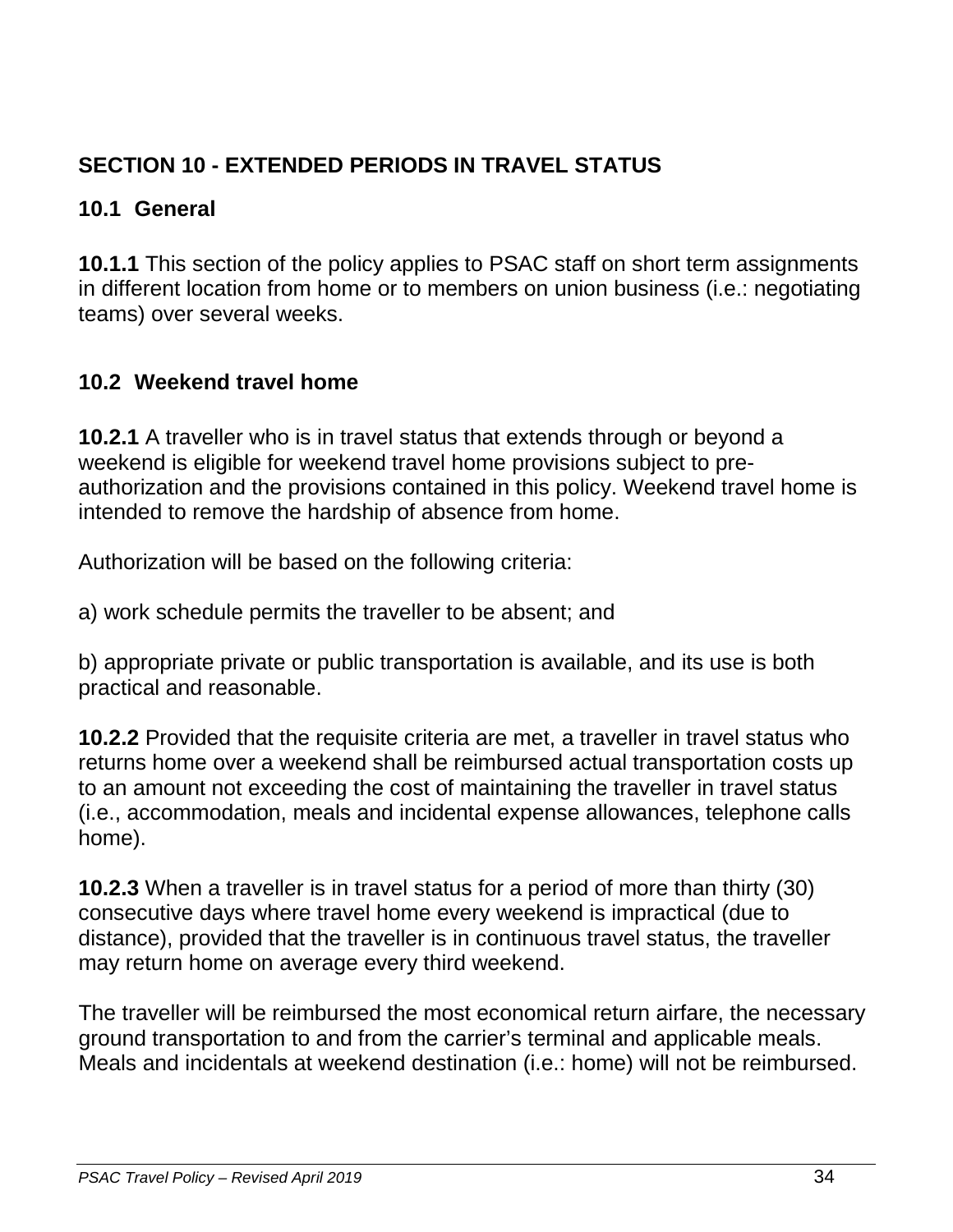## SECTION 10 - EXTENDED PERIODS IN TRAVEL STATUS

### 10.1 General

**10.1.1** This section of the policy applies to PSAC staff on short term assignments in different location from home or to members on union business (i.e.: negotiating teams) over several weeks.

### 10.2 Weekend travel home

**10.2.1** A traveller who is in travel status that extends through or beyond a weekend is eligible for weekend travel home provisions subject to pre-authorization and the provisions contained in this policy. Weekend travel home is intended to remove the hardship of absence from home.

Authorization will be based on the following criteria:

a) work schedule permits the traveller to be absent; and

b) appropriate private or public transportation is available, and its use is both practical and reasonable.

**10.2.2** Provided that the requisite criteria are met, a traveller in travel status who returns home over a weekend shall be reimbursed actual transportation costs up to an amount not exceeding the cost of maintaining the traveller in travel status (i.e., accommodation, meals and incidental expense allowances, telephone calls home).

**10.2.3** When a traveller is in travel status for a period of more than thirty (30) consecutive days where travel home every weekend is impractical (due to distance), provided that the traveller is in continuous travel status, the traveller may return home on average every third weekend.

The traveller will be reimbursed the most economical return airfare, the necessary ground transportation to and from the carrier's terminal and applicable meals. Meals and incidentals at weekend destination (i.e.: home) will not be reimbursed.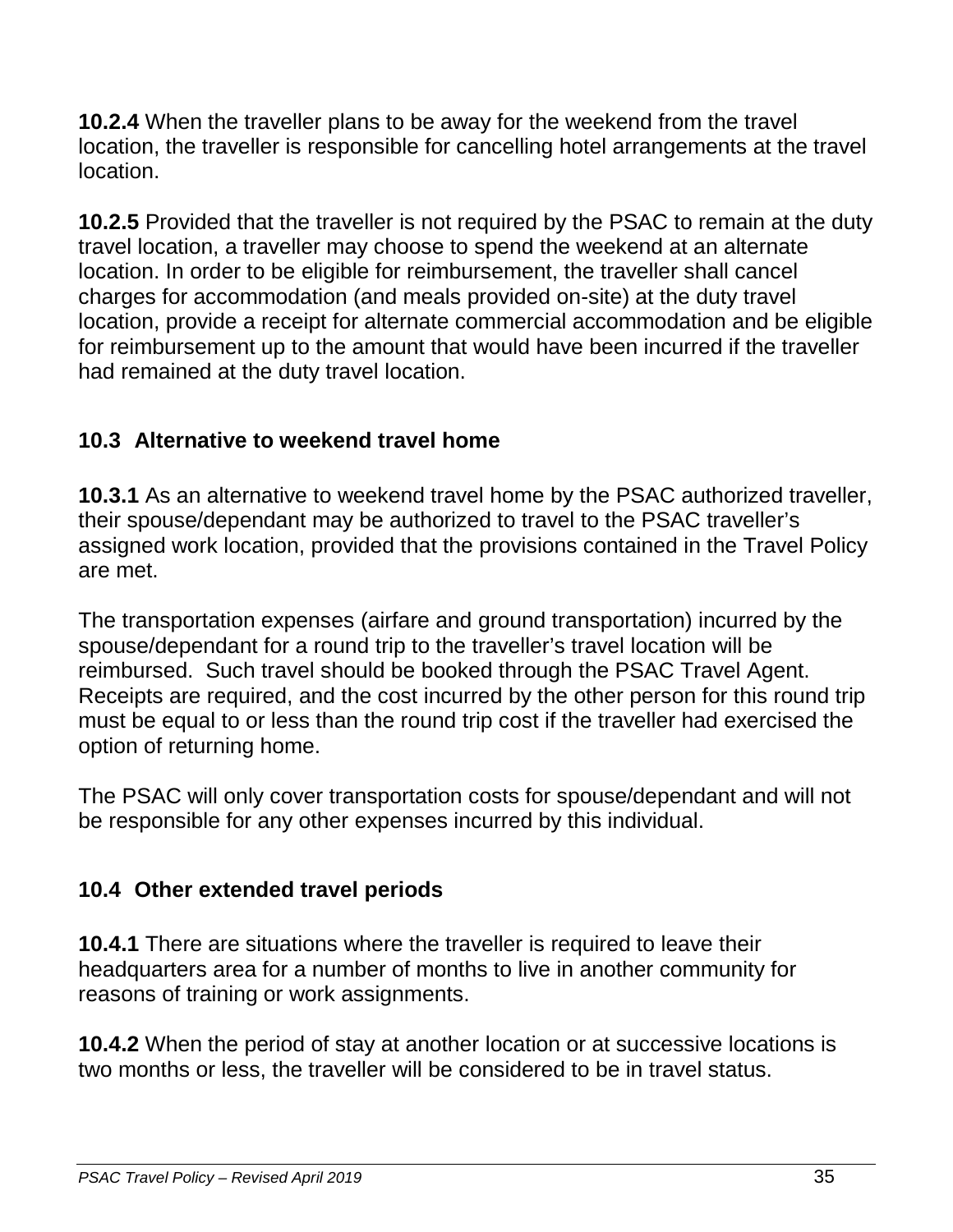**10.2.4** When the traveller plans to be away for the weekend from the travel location, the traveller is responsible for cancelling hotel arrangements at the travel location.

**10.2.5** Provided that the traveller is not required by the PSAC to remain at the duty travel location, a traveller may choose to spend the weekend at an alternate location. In order to be eligible for reimbursement, the traveller shall cancel charges for accommodation (and meals provided on-site) at the duty travel location, provide a receipt for alternate commercial accommodation and be eligible for reimbursement up to the amount that would have been incurred if the traveller had remained at the duty travel location.

### 10.3 Alternative to weekend travel home

**10.3.1** As an alternative to weekend travel home by the PSAC authorized traveller, their spouse/dependant may be authorized to travel to the PSAC traveller's assigned work location, provided that the provisions contained in the Travel Policy are met.

The transportation expenses (airfare and ground transportation) incurred by the spouse/dependant for a round trip to the traveller's travel location will be reimbursed. Such travel should be booked through the PSAC Travel Agent. Receipts are required, and the cost incurred by the other person for this round trip must be equal to or less than the round trip cost if the traveller had exercised the option of returning home.

The PSAC will only cover transportation costs for spouse/dependant and will not be responsible for any other expenses incurred by this individual.

### 10.4 Other extended travel periods

**10.4.1** There are situations where the traveller is required to leave their headquarters area for a number of months to live in another community for reasons of training or work assignments.

**10.4.2** When the period of stay at another location or at successive locations is two months or less, the traveller will be considered to be in travel status.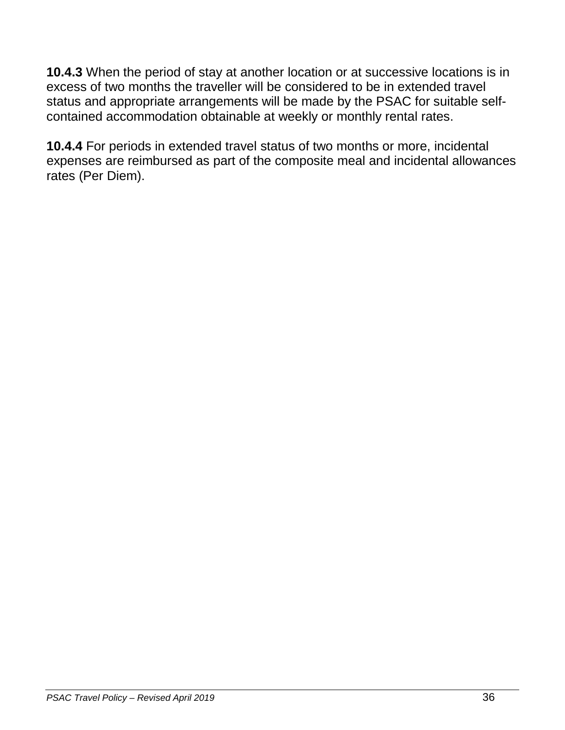**10.4.3** When the period of stay at another location or at successive locations is in excess of two months the traveller will be considered to be in extended travel status and appropriate arrangements will be made by the PSAC for suitable self-contained accommodation obtainable at weekly or monthly rental rates.

**10.4.4** For periods in extended travel status of two months or more, incidental expenses are reimbursed as part of the composite meal and incidental allowances rates (Per Diem).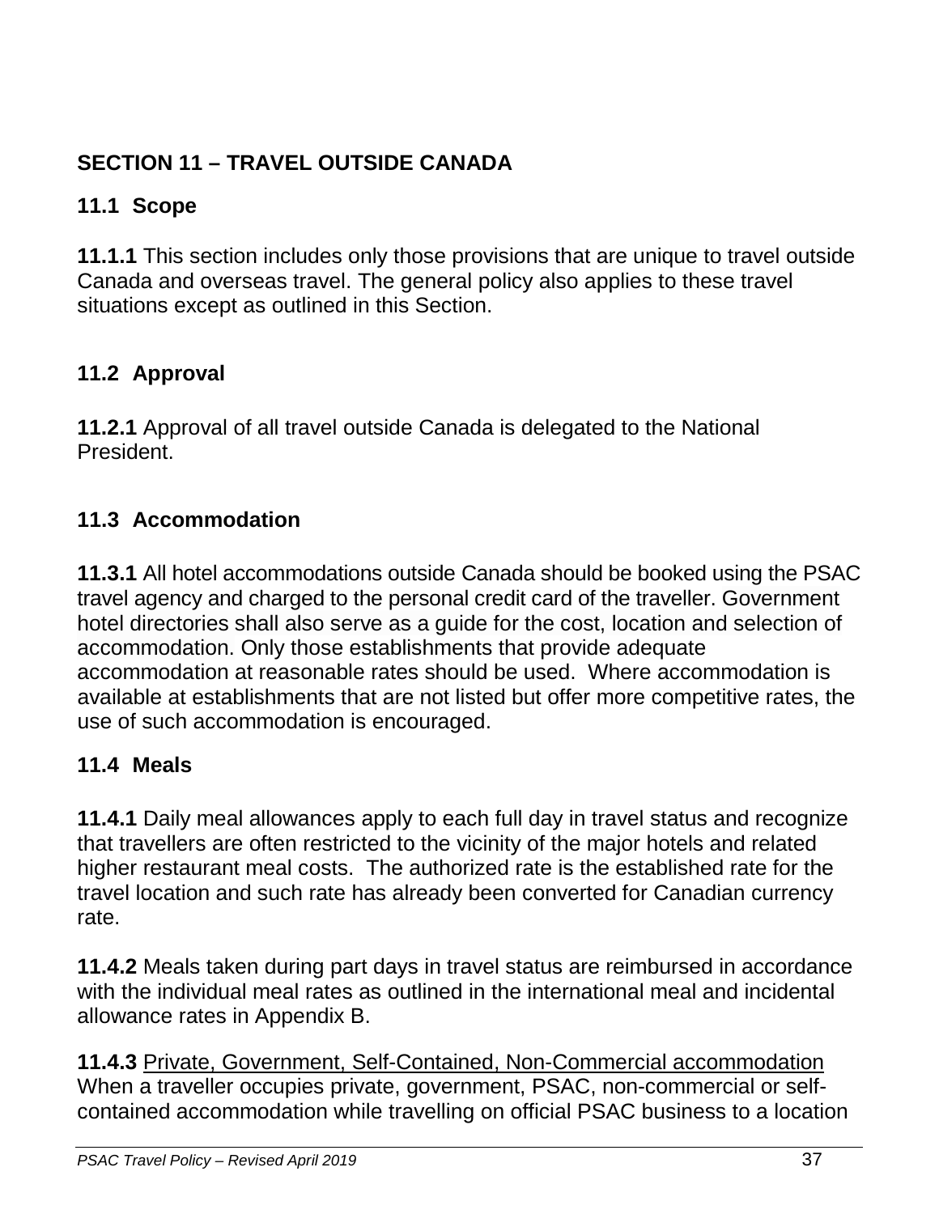## SECTION 11 – TRAVEL OUTSIDE CANADA

### 11.1 Scope

**11.1.1** This section includes only those provisions that are unique to travel outside Canada and overseas travel. The general policy also applies to these travel situations except as outlined in this Section.

### 11.2 Approval

**11.2.1** Approval of all travel outside Canada is delegated to the National President.

### 11.3 Accommodation

**11.3.1** All hotel accommodations outside Canada should be booked using the PSAC travel agency and charged to the personal credit card of the traveller. Government hotel directories shall also serve as a guide for the cost, location and selection of accommodation. Only those establishments that provide adequate accommodation at reasonable rates should be used. Where accommodation is available at establishments that are not listed but offer more competitive rates, the use of such accommodation is encouraged.

### 11.4 Meals

**11.4.1** Daily meal allowances apply to each full day in travel status and recognize that travellers are often restricted to the vicinity of the major hotels and related higher restaurant meal costs. The authorized rate is the established rate for the travel location and such rate has already been converted for Canadian currency rate.

**11.4.2** Meals taken during part days in travel status are reimbursed in accordance with the individual meal rates as outlined in the international meal and incidental allowance rates in Appendix B.

**11.4.3** <u>Private, Government, Self-Contained, Non-Commercial accommodation</u>
When a traveller occupies private, government, PSAC, non-commercial or self-contained accommodation while travelling on official PSAC business to a location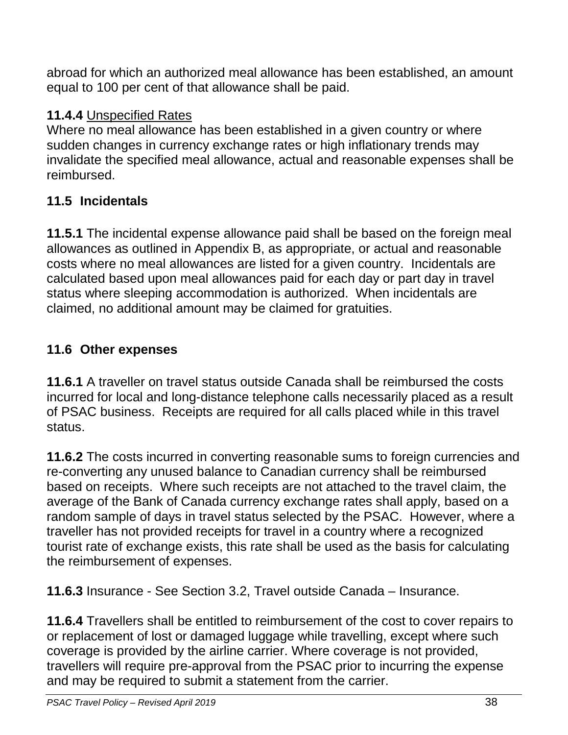abroad for which an authorized meal allowance has been established, an amount equal to 100 per cent of that allowance shall be paid.

**11.4.4** Unspecified Rates
Where no meal allowance has been established in a given country or where sudden changes in currency exchange rates or high inflationary trends may invalidate the specified meal allowance, actual and reasonable expenses shall be reimbursed.

## 11.5 Incidentals

**11.5.1** The incidental expense allowance paid shall be based on the foreign meal allowances as outlined in Appendix B, as appropriate, or actual and reasonable costs where no meal allowances are listed for a given country. Incidentals are calculated based upon meal allowances paid for each day or part day in travel status where sleeping accommodation is authorized. When incidentals are claimed, no additional amount may be claimed for gratuities.

## 11.6 Other expenses

**11.6.1** A traveller on travel status outside Canada shall be reimbursed the costs incurred for local and long-distance telephone calls necessarily placed as a result of PSAC business. Receipts are required for all calls placed while in this travel status.

**11.6.2** The costs incurred in converting reasonable sums to foreign currencies and re-converting any unused balance to Canadian currency shall be reimbursed based on receipts. Where such receipts are not attached to the travel claim, the average of the Bank of Canada currency exchange rates shall apply, based on a random sample of days in travel status selected by the PSAC. However, where a traveller has not provided receipts for travel in a country where a recognized tourist rate of exchange exists, this rate shall be used as the basis for calculating the reimbursement of expenses.

**11.6.3** Insurance - See Section 3.2, Travel outside Canada – Insurance.

**11.6.4** Travellers shall be entitled to reimbursement of the cost to cover repairs to or replacement of lost or damaged luggage while travelling, except where such coverage is provided by the airline carrier. Where coverage is not provided, travellers will require pre-approval from the PSAC prior to incurring the expense and may be required to submit a statement from the carrier.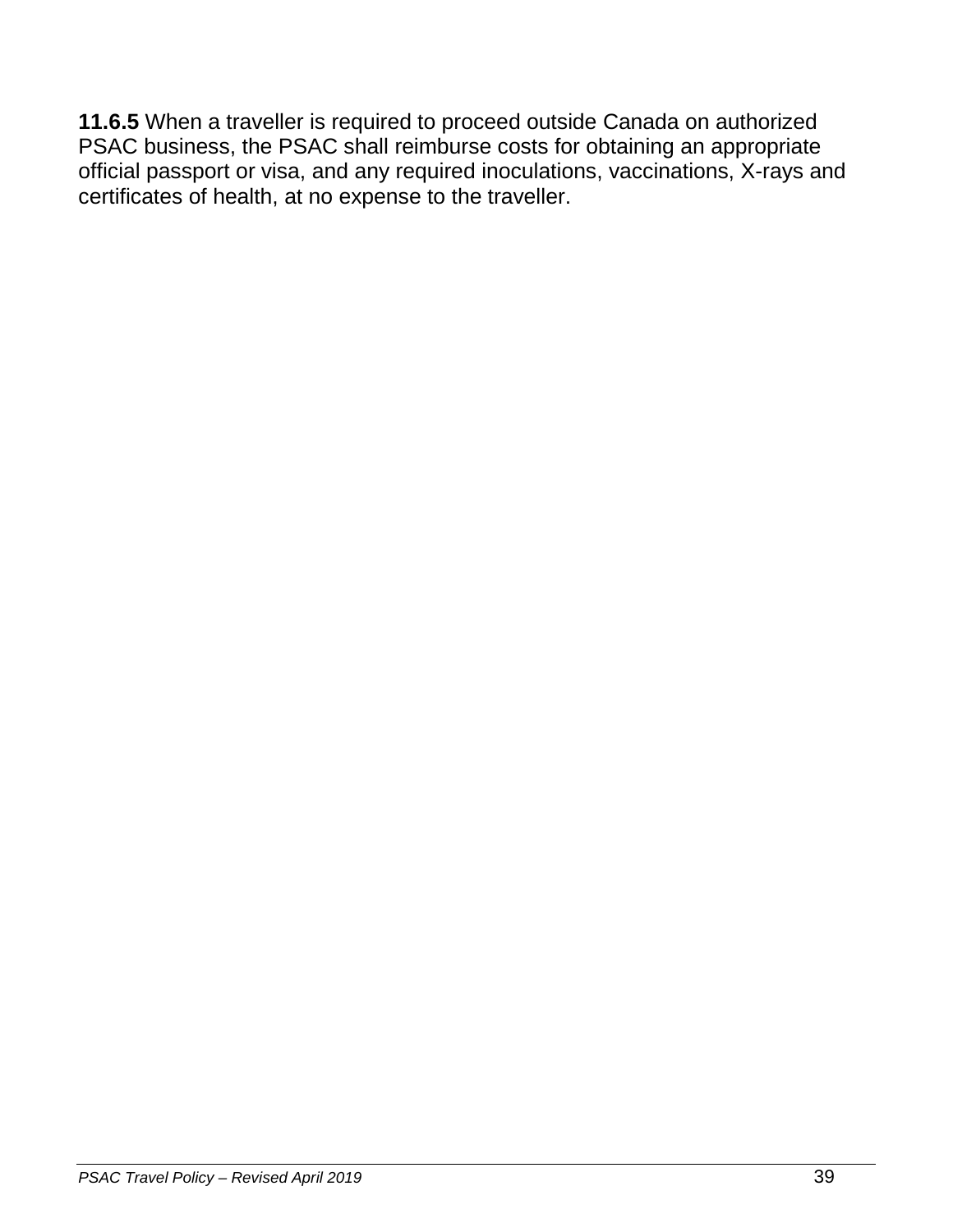**11.6.5** When a traveller is required to proceed outside Canada on authorized PSAC business, the PSAC shall reimburse costs for obtaining an appropriate official passport or visa, and any required inoculations, vaccinations, X-rays and certificates of health, at no expense to the traveller.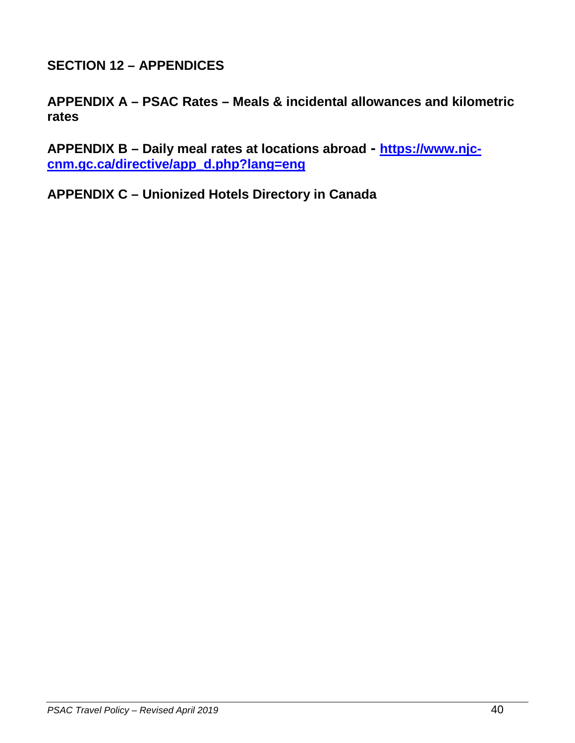## SECTION 12 – APPENDICES

**APPENDIX A – PSAC Rates – Meals & incidental allowances and kilometric rates**

**APPENDIX B – Daily meal rates at locations abroad - [https://www.njc-cnm.gc.ca/directive/app_d.php?lang=eng](https://www.njc-cnm.gc.ca/directive/app_d.php?lang=eng)**

**APPENDIX C – Unionized Hotels Directory in Canada**